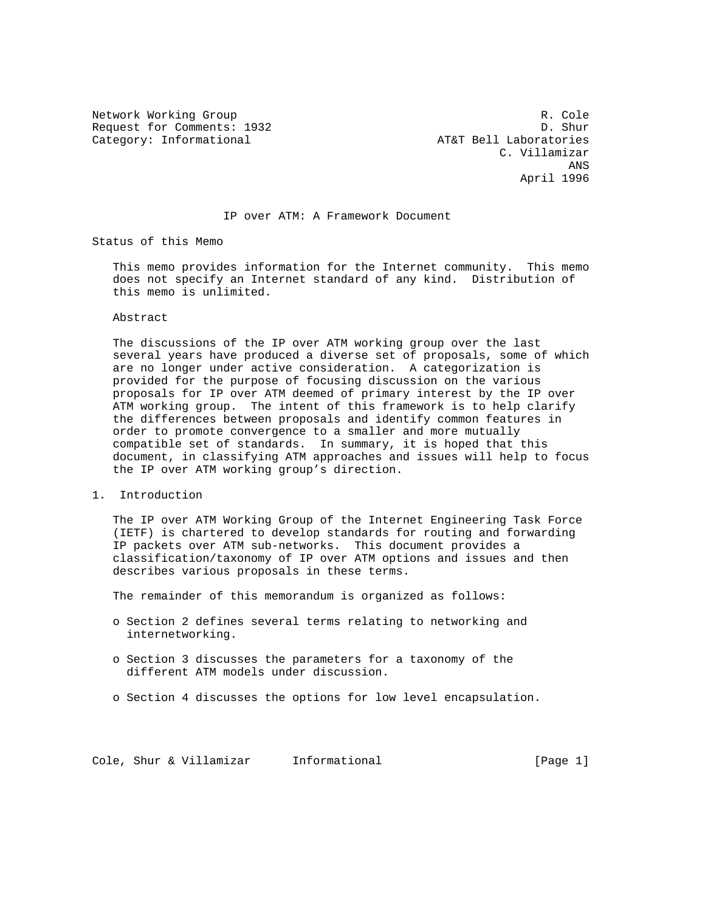Network Working Group R. Cole
Request for Comments: 1932 D. Shur
Category: Informational AT&T Bell Laboratories
C. Villamizar
ANS
April 1996

# IP over ATM: A Framework Document

## Status of this Memo

This memo provides information for the Internet community. This memo does not specify an Internet standard of any kind. Distribution of this memo is unlimited.

## Abstract

The discussions of the IP over ATM working group over the last several years have produced a diverse set of proposals, some of which are no longer under active consideration. A categorization is provided for the purpose of focusing discussion on the various proposals for IP over ATM deemed of primary interest by the IP over ATM working group. The intent of this framework is to help clarify the differences between proposals and identify common features in order to promote convergence to a smaller and more mutually compatible set of standards. In summary, it is hoped that this document, in classifying ATM approaches and issues will help to focus the IP over ATM working group's direction.

## 1. Introduction

The IP over ATM Working Group of the Internet Engineering Task Force (IETF) is chartered to develop standards for routing and forwarding IP packets over ATM sub-networks. This document provides a classification/taxonomy of IP over ATM options and issues and then describes various proposals in these terms.

The remainder of this memorandum is organized as follows:

- Section 2 defines several terms relating to networking and internetworking.
- Section 3 discusses the parameters for a taxonomy of the different ATM models under discussion.
- Section 4 discusses the options for low level encapsulation.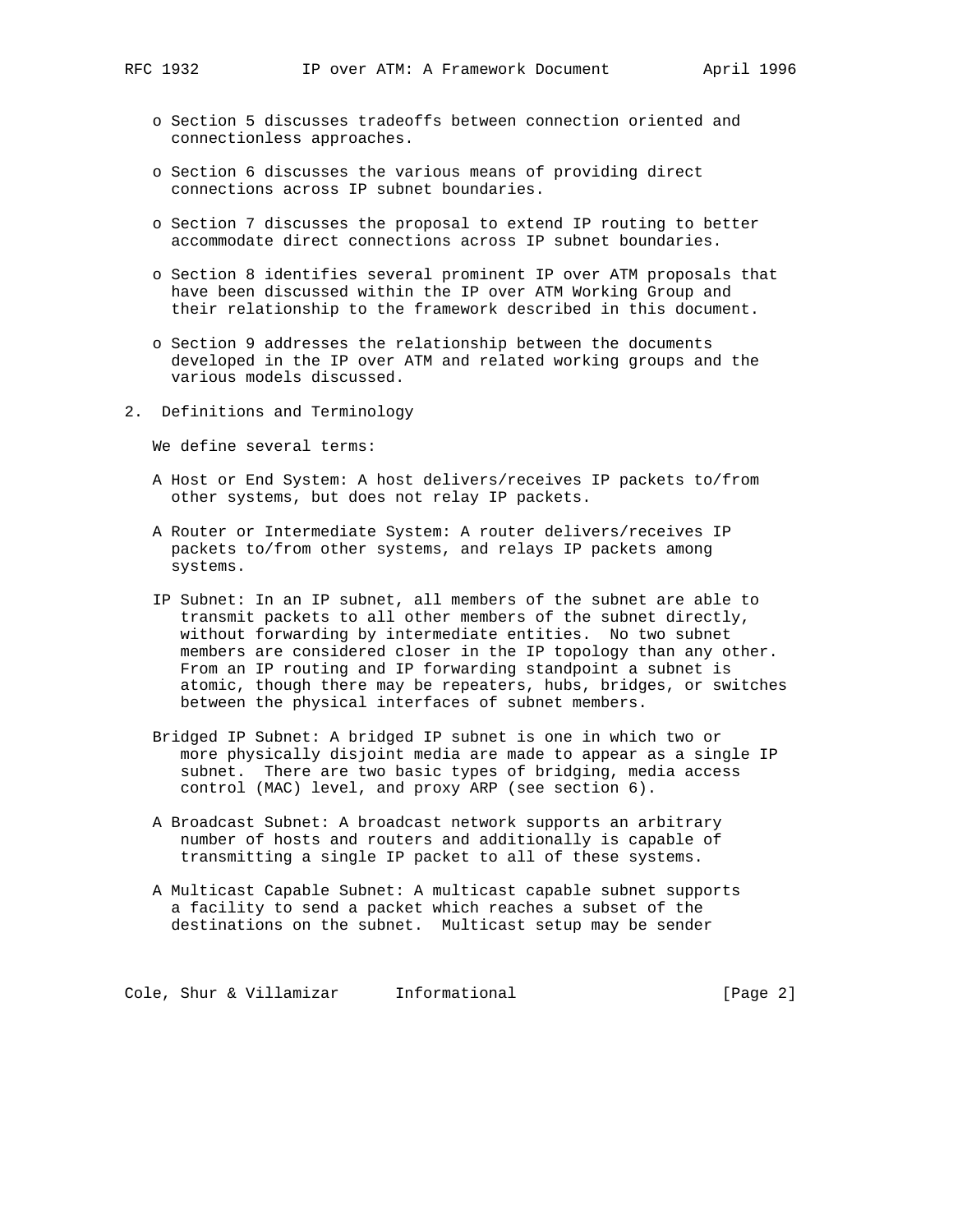- Section 5 discusses tradeoffs between connection oriented and connectionless approaches.

- Section 6 discusses the various means of providing direct connections across IP subnet boundaries.

- Section 7 discusses the proposal to extend IP routing to better accommodate direct connections across IP subnet boundaries.

- Section 8 identifies several prominent IP over ATM proposals that have been discussed within the IP over ATM Working Group and their relationship to the framework described in this document.

- Section 9 addresses the relationship between the documents developed in the IP over ATM and related working groups and the various models discussed.

## 2. Definitions and Terminology

We define several terms:

A Host or End System: A host delivers/receives IP packets to/from other systems, but does not relay IP packets.

A Router or Intermediate System: A router delivers/receives IP packets to/from other systems, and relays IP packets among systems.

IP Subnet: In an IP subnet, all members of the subnet are able to transmit packets to all other members of the subnet directly, without forwarding by intermediate entities. No two subnet members are considered closer in the IP topology than any other. From an IP routing and IP forwarding standpoint a subnet is atomic, though there may be repeaters, hubs, bridges, or switches between the physical interfaces of subnet members.

Bridged IP Subnet: A bridged IP subnet is one in which two or more physically disjoint media are made to appear as a single IP subnet. There are two basic types of bridging, media access control (MAC) level, and proxy ARP (see section 6).

A Broadcast Subnet: A broadcast network supports an arbitrary number of hosts and routers and additionally is capable of transmitting a single IP packet to all of these systems.

A Multicast Capable Subnet: A multicast capable subnet supports a facility to send a packet which reaches a subset of the destinations on the subnet. Multicast setup may be sender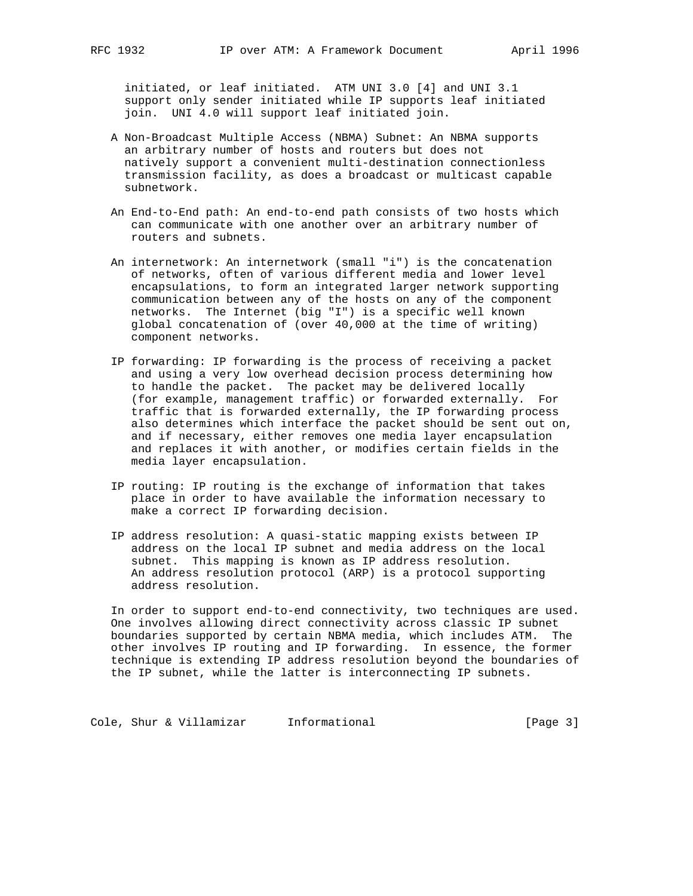initiated, or leaf initiated. ATM UNI 3.0 [4] and UNI 3.1 support only sender initiated while IP supports leaf initiated join. UNI 4.0 will support leaf initiated join.

A Non-Broadcast Multiple Access (NBMA) Subnet: An NBMA supports an arbitrary number of hosts and routers but does not natively support a convenient multi-destination connectionless transmission facility, as does a broadcast or multicast capable subnetwork.

An End-to-End path: An end-to-end path consists of two hosts which can communicate with one another over an arbitrary number of routers and subnets.

An internetwork: An internetwork (small "i") is the concatenation of networks, often of various different media and lower level encapsulations, to form an integrated larger network supporting communication between any of the hosts on any of the component networks. The Internet (big "I") is a specific well known global concatenation of (over 40,000 at the time of writing) component networks.

IP forwarding: IP forwarding is the process of receiving a packet and using a very low overhead decision process determining how to handle the packet. The packet may be delivered locally (for example, management traffic) or forwarded externally. For traffic that is forwarded externally, the IP forwarding process also determines which interface the packet should be sent out on, and if necessary, either removes one media layer encapsulation and replaces it with another, or modifies certain fields in the media layer encapsulation.

IP routing: IP routing is the exchange of information that takes place in order to have available the information necessary to make a correct IP forwarding decision.

IP address resolution: A quasi-static mapping exists between IP address on the local IP subnet and media address on the local subnet. This mapping is known as IP address resolution. An address resolution protocol (ARP) is a protocol supporting address resolution.

In order to support end-to-end connectivity, two techniques are used. One involves allowing direct connectivity across classic IP subnet boundaries supported by certain NBMA media, which includes ATM. The other involves IP routing and IP forwarding. In essence, the former technique is extending IP address resolution beyond the boundaries of the IP subnet, while the latter is interconnecting IP subnets.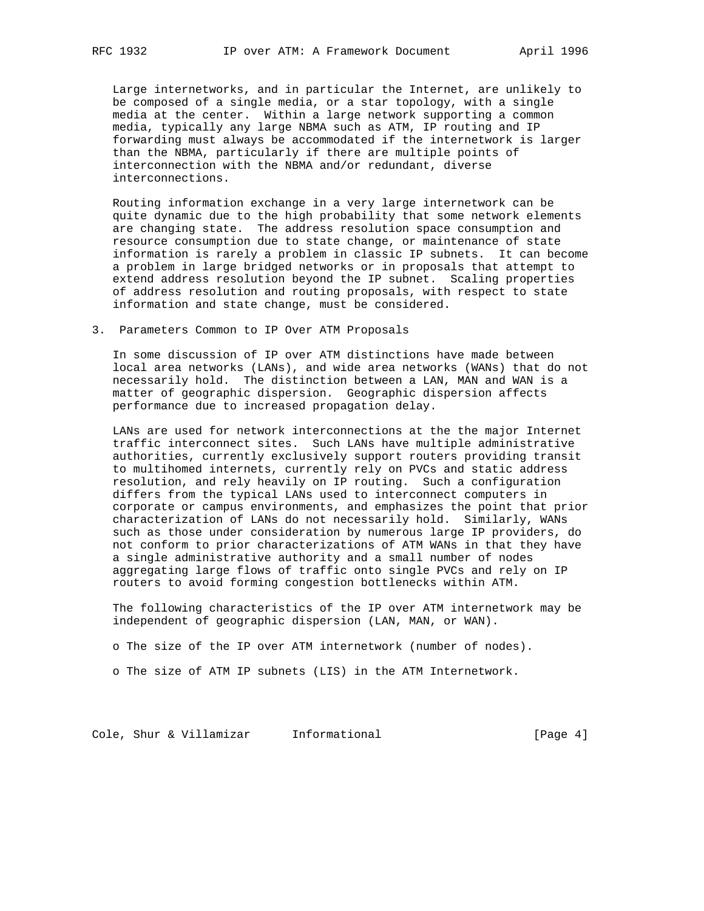Large internetworks, and in particular the Internet, are unlikely to be composed of a single media, or a star topology, with a single media at the center. Within a large network supporting a common media, typically any large NBMA such as ATM, IP routing and IP forwarding must always be accommodated if the internetwork is larger than the NBMA, particularly if there are multiple points of interconnection with the NBMA and/or redundant, diverse interconnections.

Routing information exchange in a very large internetwork can be quite dynamic due to the high probability that some network elements are changing state. The address resolution space consumption and resource consumption due to state change, or maintenance of state information is rarely a problem in classic IP subnets. It can become a problem in large bridged networks or in proposals that attempt to extend address resolution beyond the IP subnet. Scaling properties of address resolution and routing proposals, with respect to state information and state change, must be considered.

## 3. Parameters Common to IP Over ATM Proposals

In some discussion of IP over ATM distinctions have made between local area networks (LANs), and wide area networks (WANs) that do not necessarily hold. The distinction between a LAN, MAN and WAN is a matter of geographic dispersion. Geographic dispersion affects performance due to increased propagation delay.

LANs are used for network interconnections at the the major Internet traffic interconnect sites. Such LANs have multiple administrative authorities, currently exclusively support routers providing transit to multihomed internets, currently rely on PVCs and static address resolution, and rely heavily on IP routing. Such a configuration differs from the typical LANs used to interconnect computers in corporate or campus environments, and emphasizes the point that prior characterization of LANs do not necessarily hold. Similarly, WANs such as those under consideration by numerous large IP providers, do not conform to prior characterizations of ATM WANs in that they have a single administrative authority and a small number of nodes aggregating large flows of traffic onto single PVCs and rely on IP routers to avoid forming congestion bottlenecks within ATM.

The following characteristics of the IP over ATM internetwork may be independent of geographic dispersion (LAN, MAN, or WAN).

- The size of the IP over ATM internetwork (number of nodes).
- The size of ATM IP subnets (LIS) in the ATM Internetwork.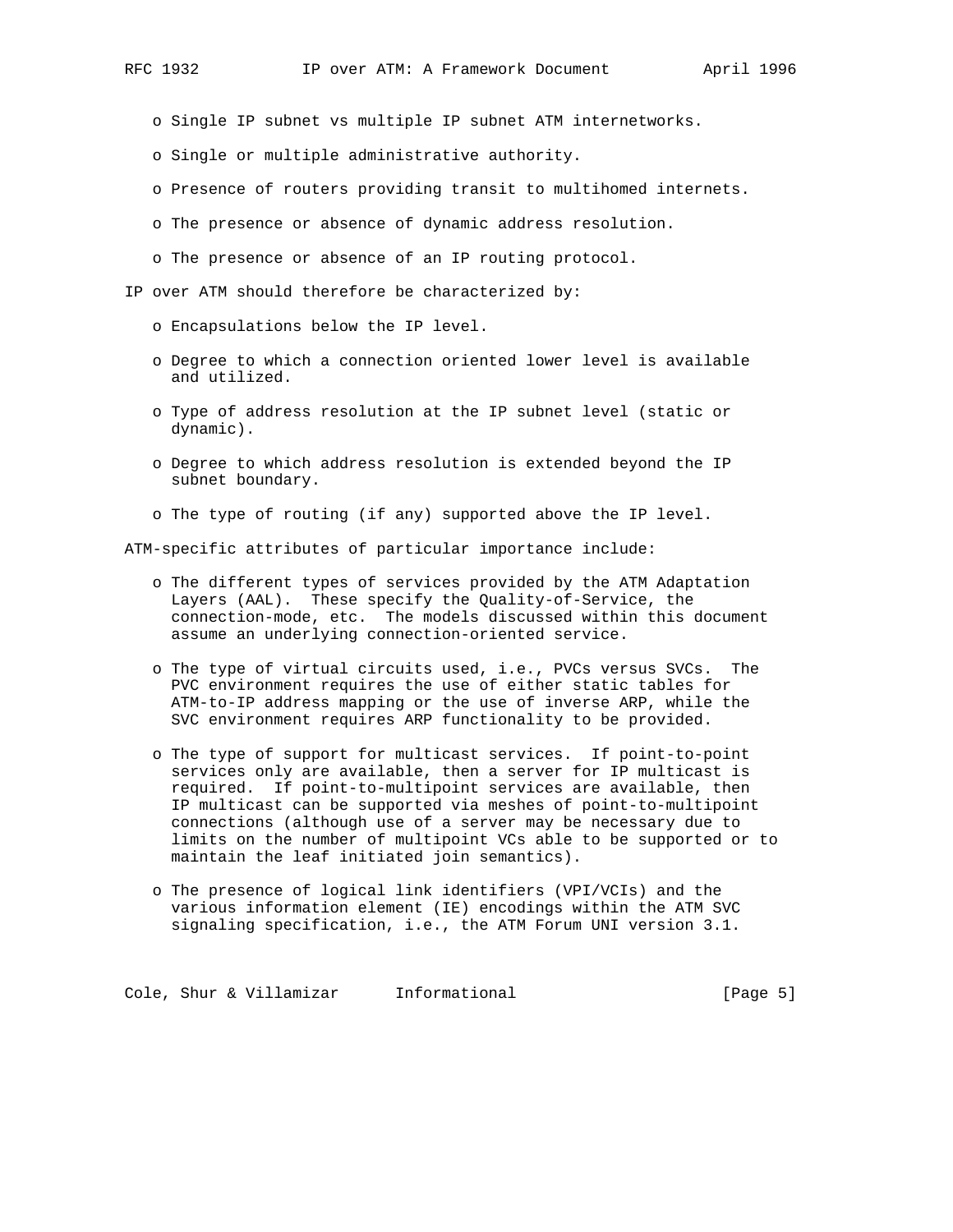- Single IP subnet vs multiple IP subnet ATM internetworks.

- Single or multiple administrative authority.

- Presence of routers providing transit to multihomed internets.

- The presence or absence of dynamic address resolution.

- The presence or absence of an IP routing protocol.

IP over ATM should therefore be characterized by:

- Encapsulations below the IP level.

- Degree to which a connection oriented lower level is available and utilized.

- Type of address resolution at the IP subnet level (static or dynamic).

- Degree to which address resolution is extended beyond the IP subnet boundary.

- The type of routing (if any) supported above the IP level.

ATM-specific attributes of particular importance include:

- The different types of services provided by the ATM Adaptation Layers (AAL). These specify the Quality-of-Service, the connection-mode, etc. The models discussed within this document assume an underlying connection-oriented service.

- The type of virtual circuits used, i.e., PVCs versus SVCs. The PVC environment requires the use of either static tables for ATM-to-IP address mapping or the use of inverse ARP, while the SVC environment requires ARP functionality to be provided.

- The type of support for multicast services. If point-to-point services only are available, then a server for IP multicast is required. If point-to-multipoint services are available, then IP multicast can be supported via meshes of point-to-multipoint connections (although use of a server may be necessary due to limits on the number of multipoint VCs able to be supported or to maintain the leaf initiated join semantics).

- The presence of logical link identifiers (VPI/VCIs) and the various information element (IE) encodings within the ATM SVC signaling specification, i.e., the ATM Forum UNI version 3.1.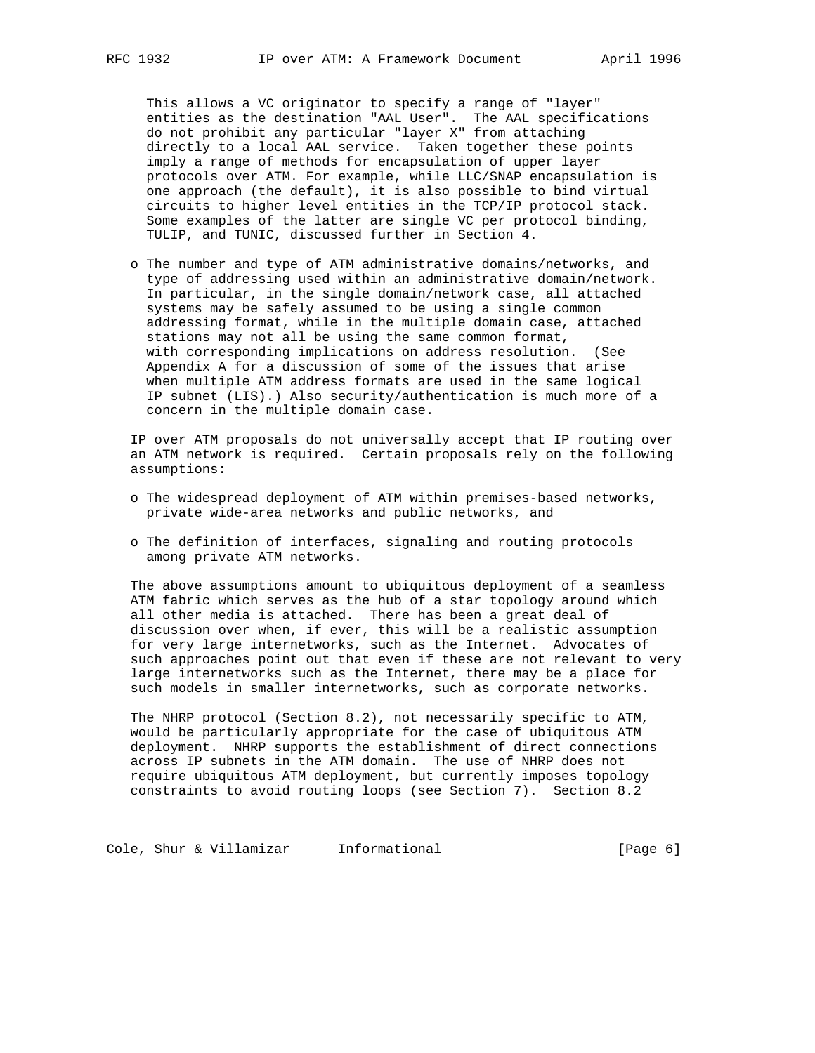This allows a VC originator to specify a range of "layer" entities as the destination "AAL User". The AAL specifications do not prohibit any particular "layer X" from attaching directly to a local AAL service. Taken together these points imply a range of methods for encapsulation of upper layer protocols over ATM. For example, while LLC/SNAP encapsulation is one approach (the default), it is also possible to bind virtual circuits to higher level entities in the TCP/IP protocol stack. Some examples of the latter are single VC per protocol binding, TULIP, and TUNIC, discussed further in Section 4.

- The number and type of ATM administrative domains/networks, and type of addressing used within an administrative domain/network. In particular, in the single domain/network case, all attached systems may be safely assumed to be using a single common addressing format, while in the multiple domain case, attached stations may not all be using the same common format, with corresponding implications on address resolution. (See Appendix A for a discussion of some of the issues that arise when multiple ATM address formats are used in the same logical IP subnet (LIS).) Also security/authentication is much more of a concern in the multiple domain case.

IP over ATM proposals do not universally accept that IP routing over an ATM network is required. Certain proposals rely on the following assumptions:

- The widespread deployment of ATM within premises-based networks, private wide-area networks and public networks, and

- The definition of interfaces, signaling and routing protocols among private ATM networks.

The above assumptions amount to ubiquitous deployment of a seamless ATM fabric which serves as the hub of a star topology around which all other media is attached. There has been a great deal of discussion over when, if ever, this will be a realistic assumption for very large internetworks, such as the Internet. Advocates of such approaches point out that even if these are not relevant to very large internetworks such as the Internet, there may be a place for such models in smaller internetworks, such as corporate networks.

The NHRP protocol (Section 8.2), not necessarily specific to ATM, would be particularly appropriate for the case of ubiquitous ATM deployment. NHRP supports the establishment of direct connections across IP subnets in the ATM domain. The use of NHRP does not require ubiquitous ATM deployment, but currently imposes topology constraints to avoid routing loops (see Section 7). Section 8.2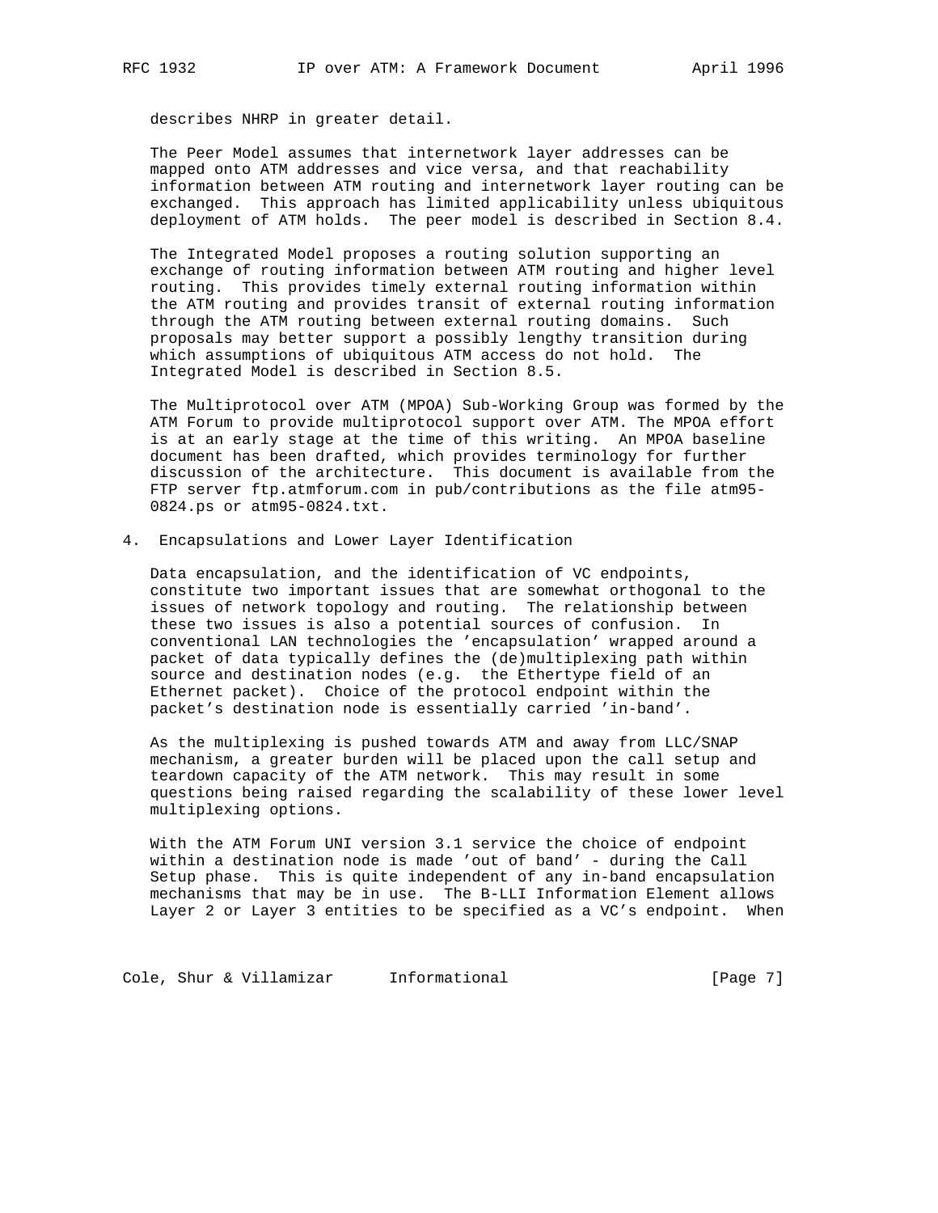describes NHRP in greater detail.

The Peer Model assumes that internetwork layer addresses can be mapped onto ATM addresses and vice versa, and that reachability information between ATM routing and internetwork layer routing can be exchanged. This approach has limited applicability unless ubiquitous deployment of ATM holds. The peer model is described in Section 8.4.

The Integrated Model proposes a routing solution supporting an exchange of routing information between ATM routing and higher level routing. This provides timely external routing information within the ATM routing and provides transit of external routing information through the ATM routing between external routing domains. Such proposals may better support a possibly lengthy transition during which assumptions of ubiquitous ATM access do not hold. The Integrated Model is described in Section 8.5.

The Multiprotocol over ATM (MPOA) Sub-Working Group was formed by the ATM Forum to provide multiprotocol support over ATM. The MPOA effort is at an early stage at the time of this writing. An MPOA baseline document has been drafted, which provides terminology for further discussion of the architecture. This document is available from the FTP server ftp.atmforum.com in pub/contributions as the file atm95-0824.ps or atm95-0824.txt.

## 4. Encapsulations and Lower Layer Identification

Data encapsulation, and the identification of VC endpoints, constitute two important issues that are somewhat orthogonal to the issues of network topology and routing. The relationship between these two issues is also a potential sources of confusion. In conventional LAN technologies the 'encapsulation' wrapped around a packet of data typically defines the (de)multiplexing path within source and destination nodes (e.g. the Ethertype field of an Ethernet packet). Choice of the protocol endpoint within the packet's destination node is essentially carried 'in-band'.

As the multiplexing is pushed towards ATM and away from LLC/SNAP mechanism, a greater burden will be placed upon the call setup and teardown capacity of the ATM network. This may result in some questions being raised regarding the scalability of these lower level multiplexing options.

With the ATM Forum UNI version 3.1 service the choice of endpoint within a destination node is made 'out of band' - during the Call Setup phase. This is quite independent of any in-band encapsulation mechanisms that may be in use. The B-LLI Information Element allows Layer 2 or Layer 3 entities to be specified as a VC's endpoint. When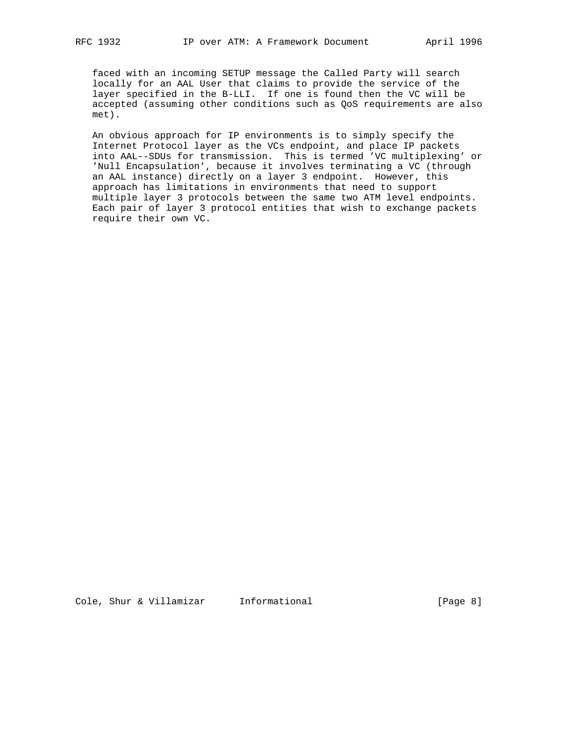faced with an incoming SETUP message the Called Party will search locally for an AAL User that claims to provide the service of the layer specified in the B-LLI. If one is found then the VC will be accepted (assuming other conditions such as QoS requirements are also met).

An obvious approach for IP environments is to simply specify the Internet Protocol layer as the VCs endpoint, and place IP packets into AAL--SDUs for transmission. This is termed 'VC multiplexing' or 'Null Encapsulation', because it involves terminating a VC (through an AAL instance) directly on a layer 3 endpoint. However, this approach has limitations in environments that need to support multiple layer 3 protocols between the same two ATM level endpoints. Each pair of layer 3 protocol entities that wish to exchange packets require their own VC.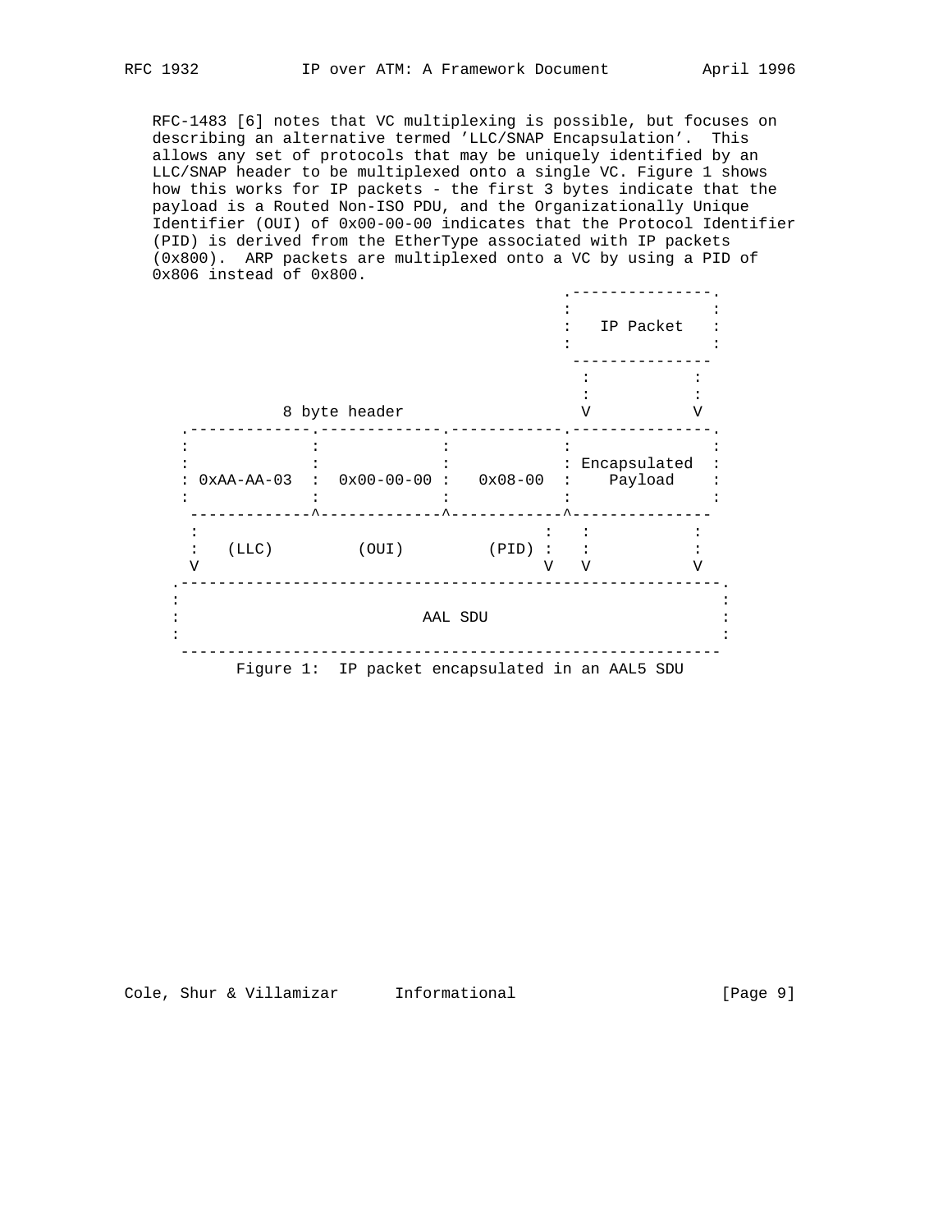RFC-1483 [6] notes that VC multiplexing is possible, but focuses on describing an alternative termed 'LLC/SNAP Encapsulation'. This allows any set of protocols that may be uniquely identified by an LLC/SNAP header to be multiplexed onto a single VC. Figure 1 shows how this works for IP packets - the first 3 bytes indicate that the payload is a Routed Non-ISO PDU, and the Organizationally Unique Identifier (OUI) of 0x00-00-00 indicates that the Protocol Identifier (PID) is derived from the EtherType associated with IP packets (0x800). ARP packets are multiplexed onto a VC by using a PID of 0x806 instead of 0x800.

```
                                                   .---------------.
                                                   :               :
                                                   :   IP Packet   :
                                                   :               :
                                                    ---------------
                                                     :           :
                                                     :           :
              8 byte header                          V           V
     .-------------.-------------.------------.---------------.
     :             :             :            :               :
     :             :             :            : Encapsulated  :
     : 0xAA-AA-03  :  0x00-00-00 :   0x08-00  :    Payload    :
     :             :             :            :               :
      -------------^-------------^------------^---------------
      :                                     :   :           :
      :   (LLC)         (OUI)         (PID) :   :           :
      V                                     V   V           V
    .---------------------------------------------------------.
    :                                                         :
    :                          AAL SDU                        :
    :                                                         :
     ---------------------------------------------------------
```

Figure 1: IP packet encapsulated in an AAL5 SDU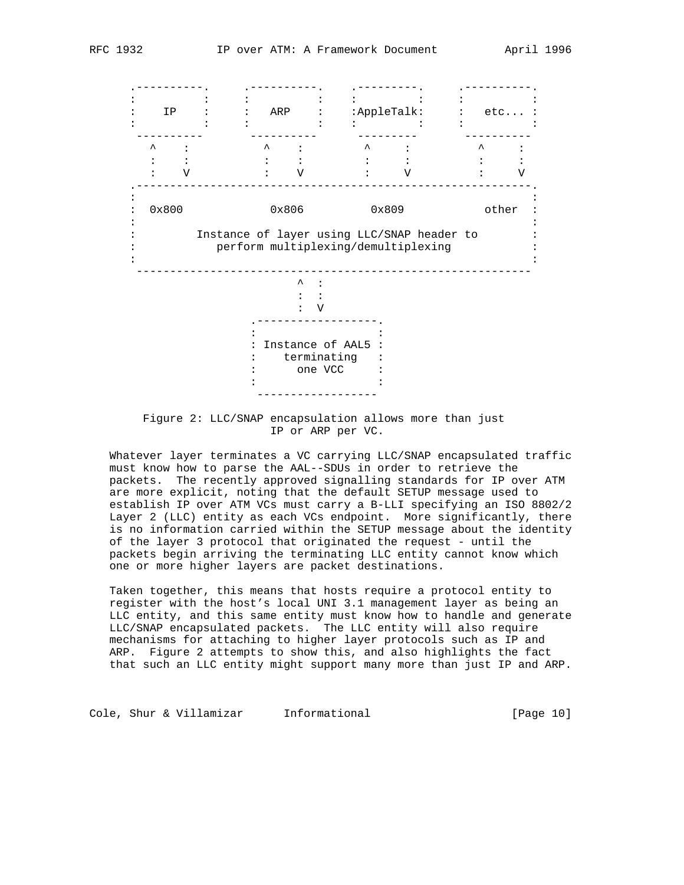```
 .----------.     .----------.    .---------.     .----------.
 :          :     :          :    :         :     :          :
 :    IP    :     :   ARP    :    :AppleTalk:     :   etc... :
 :          :     :          :    :         :     :          :
  ----------       ----------      ---------       ----------
    ^    :           ^    :          ^     :          ^     :
    :    :           :    :          :     :          :     :
    :    V           :    V          :     V          :     V
 .----------------------------------------------------------.
 :                                                          :
 :  0x800            0x806          0x809           other  :
 :                                                          :
 :         Instance of layer using LLC/SNAP header to       :
 :            perform multiplexing/demultiplexing           :
 :                                                          :
  ----------------------------------------------------------
                          ^  :
                          :  :
                          :  V
                   .------------------.
                   :                  :
                   : Instance of AAL5 :
                   :    terminating   :
                   :      one VCC     :
                   :                  :
                    ------------------
```

Figure 2: LLC/SNAP encapsulation allows more than just IP or ARP per VC.

Whatever layer terminates a VC carrying LLC/SNAP encapsulated traffic must know how to parse the AAL--SDUs in order to retrieve the packets. The recently approved signalling standards for IP over ATM are more explicit, noting that the default SETUP message used to establish IP over ATM VCs must carry a B-LLI specifying an ISO 8802/2 Layer 2 (LLC) entity as each VCs endpoint. More significantly, there is no information carried within the SETUP message about the identity of the layer 3 protocol that originated the request - until the packets begin arriving the terminating LLC entity cannot know which one or more higher layers are packet destinations.

Taken together, this means that hosts require a protocol entity to register with the host's local UNI 3.1 management layer as being an LLC entity, and this same entity must know how to handle and generate LLC/SNAP encapsulated packets. The LLC entity will also require mechanisms for attaching to higher layer protocols such as IP and ARP. Figure 2 attempts to show this, and also highlights the fact that such an LLC entity might support many more than just IP and ARP.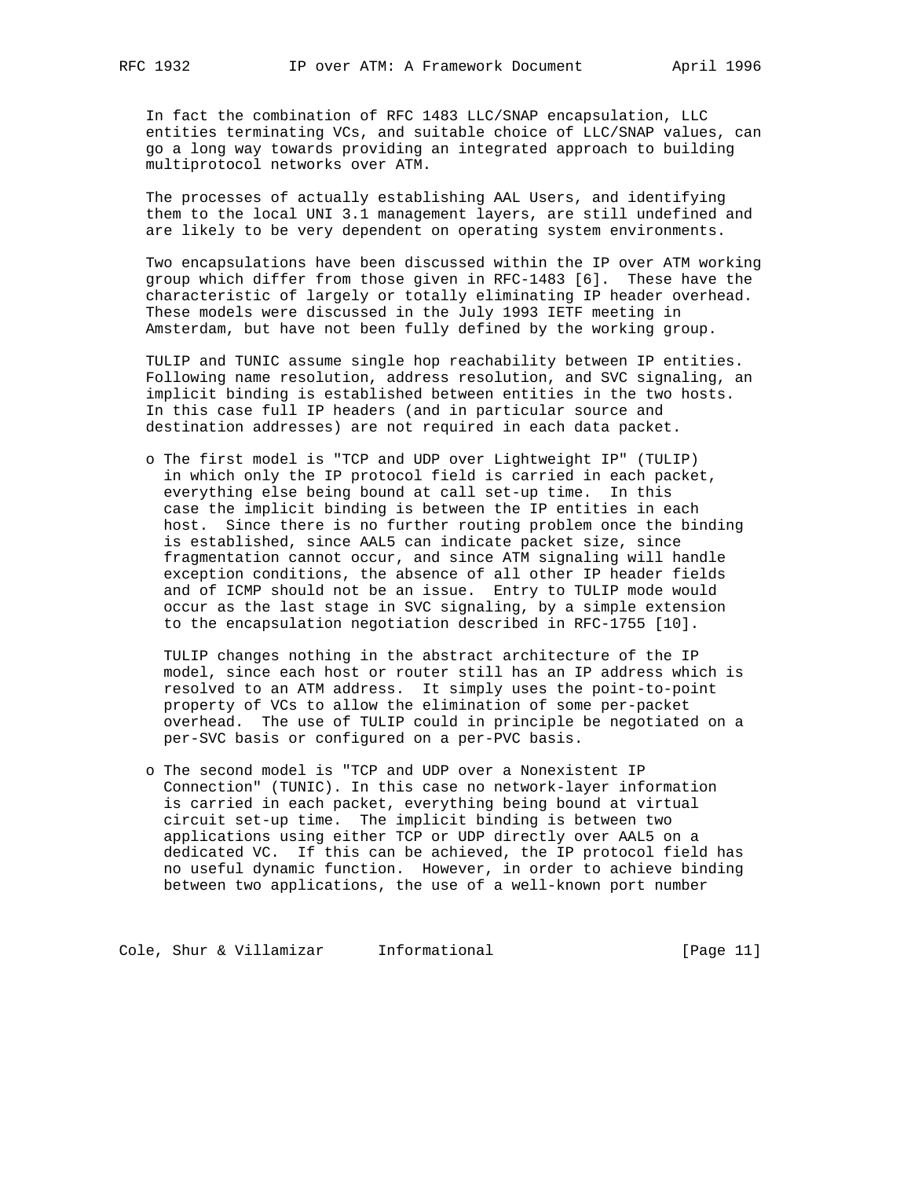In fact the combination of RFC 1483 LLC/SNAP encapsulation, LLC entities terminating VCs, and suitable choice of LLC/SNAP values, can go a long way towards providing an integrated approach to building multiprotocol networks over ATM.

The processes of actually establishing AAL Users, and identifying them to the local UNI 3.1 management layers, are still undefined and are likely to be very dependent on operating system environments.

Two encapsulations have been discussed within the IP over ATM working group which differ from those given in RFC-1483 [6]. These have the characteristic of largely or totally eliminating IP header overhead. These models were discussed in the July 1993 IETF meeting in Amsterdam, but have not been fully defined by the working group.

TULIP and TUNIC assume single hop reachability between IP entities. Following name resolution, address resolution, and SVC signaling, an implicit binding is established between entities in the two hosts. In this case full IP headers (and in particular source and destination addresses) are not required in each data packet.

- The first model is "TCP and UDP over Lightweight IP" (TULIP) in which only the IP protocol field is carried in each packet, everything else being bound at call set-up time. In this case the implicit binding is between the IP entities in each host. Since there is no further routing problem once the binding is established, since AAL5 can indicate packet size, since fragmentation cannot occur, and since ATM signaling will handle exception conditions, the absence of all other IP header fields and of ICMP should not be an issue. Entry to TULIP mode would occur as the last stage in SVC signaling, by a simple extension to the encapsulation negotiation described in RFC-1755 [10].

  TULIP changes nothing in the abstract architecture of the IP model, since each host or router still has an IP address which is resolved to an ATM address. It simply uses the point-to-point property of VCs to allow the elimination of some per-packet overhead. The use of TULIP could in principle be negotiated on a per-SVC basis or configured on a per-PVC basis.

- The second model is "TCP and UDP over a Nonexistent IP Connection" (TUNIC). In this case no network-layer information is carried in each packet, everything being bound at virtual circuit set-up time. The implicit binding is between two applications using either TCP or UDP directly over AAL5 on a dedicated VC. If this can be achieved, the IP protocol field has no useful dynamic function. However, in order to achieve binding between two applications, the use of a well-known port number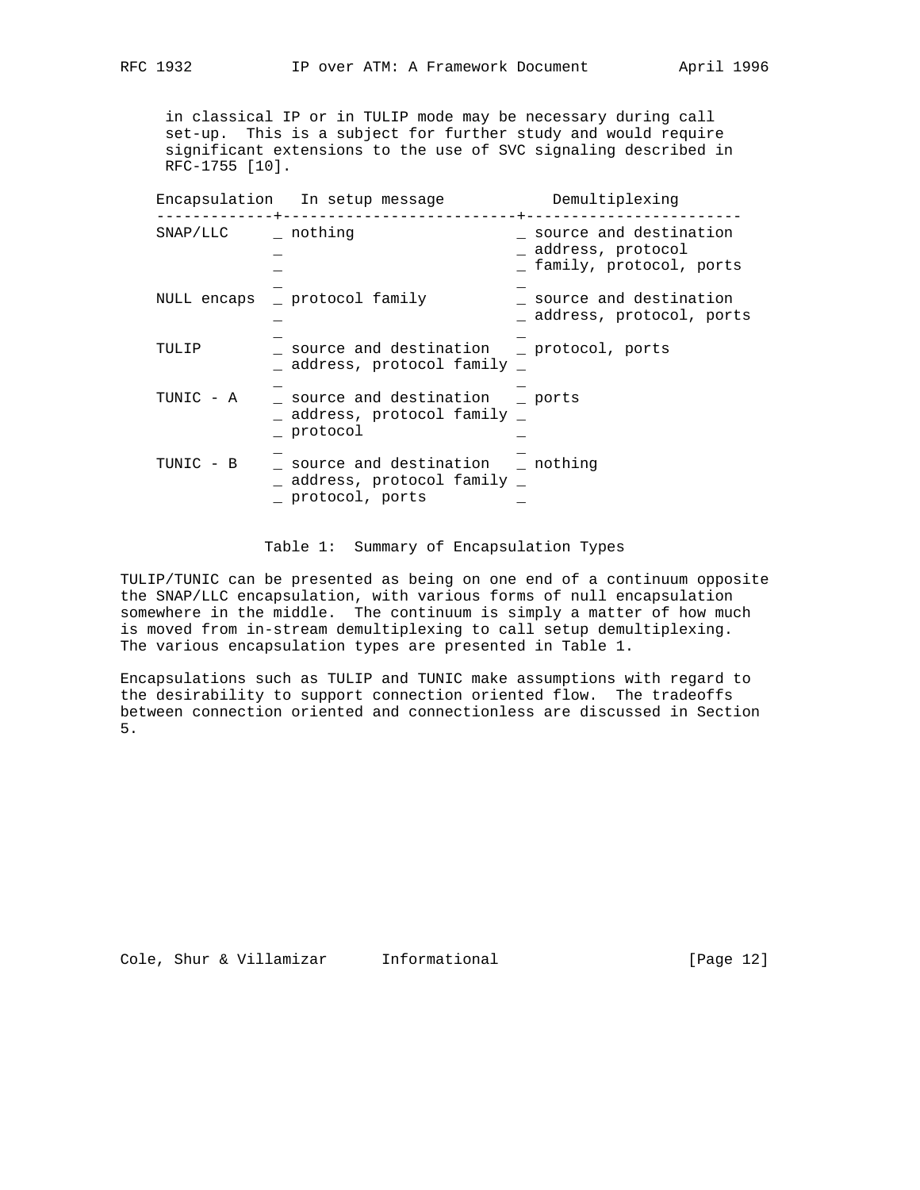in classical IP or in TULIP mode may be necessary during call set-up. This is a subject for further study and would require significant extensions to the use of SVC signaling described in RFC-1755 [10].

| Encapsulation | In setup message | Demultiplexing |
|---|---|---|
| SNAP/LLC | nothing | source and destination address, protocol family, protocol, ports |
| NULL encaps | protocol family | source and destination address, protocol, ports |
| TULIP | source and destination address, protocol family | protocol, ports |
| TUNIC - A | source and destination address, protocol family protocol | ports |
| TUNIC - B | source and destination address, protocol family protocol, ports | nothing |

Table 1: Summary of Encapsulation Types

TULIP/TUNIC can be presented as being on one end of a continuum opposite the SNAP/LLC encapsulation, with various forms of null encapsulation somewhere in the middle. The continuum is simply a matter of how much is moved from in-stream demultiplexing to call setup demultiplexing. The various encapsulation types are presented in Table 1.

Encapsulations such as TULIP and TUNIC make assumptions with regard to the desirability to support connection oriented flow. The tradeoffs between connection oriented and connectionless are discussed in Section 5.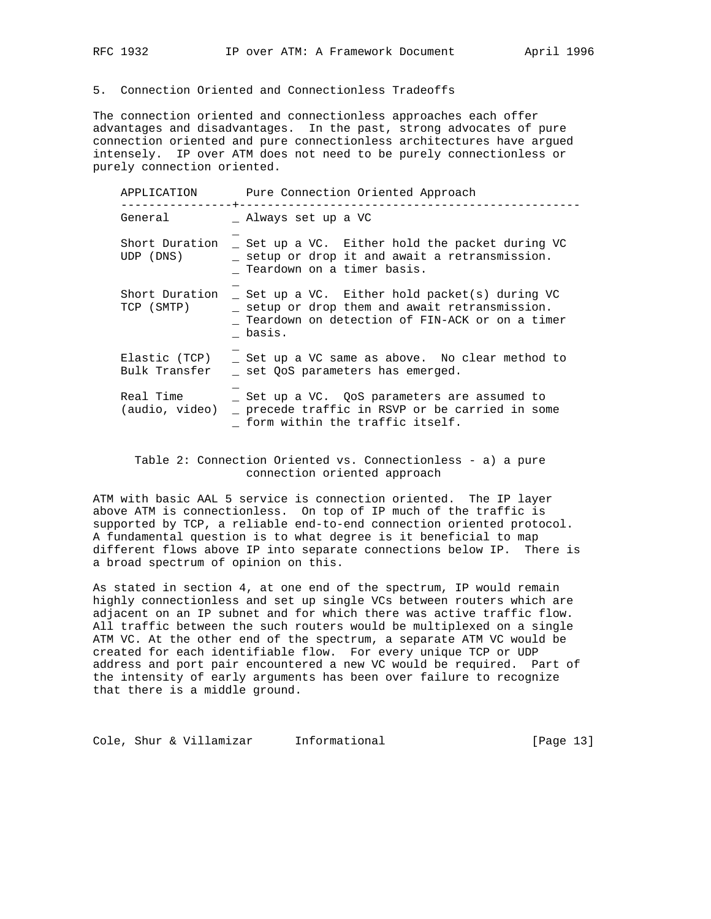## 5. Connection Oriented and Connectionless Tradeoffs

The connection oriented and connectionless approaches each offer advantages and disadvantages. In the past, strong advocates of pure connection oriented and pure connectionless architectures have argued intensely. IP over ATM does not need to be purely connectionless or purely connection oriented.

| APPLICATION | Pure Connection Oriented Approach |
|---|---|
| General | Always set up a VC |
| Short Duration UDP (DNS) | Set up a VC. Either hold the packet during VC setup or drop it and await a retransmission. Teardown on a timer basis. |
| Short Duration TCP (SMTP) | Set up a VC. Either hold packet(s) during VC setup or drop them and await retransmission. Teardown on detection of FIN-ACK or on a timer basis. |
| Elastic (TCP) Bulk Transfer | Set up a VC same as above. No clear method to set QoS parameters has emerged. |
| Real Time (audio, video) | Set up a VC. QoS parameters are assumed to precede traffic in RSVP or be carried in some form within the traffic itself. |

Table 2: Connection Oriented vs. Connectionless - a) a pure connection oriented approach

ATM with basic AAL 5 service is connection oriented. The IP layer above ATM is connectionless. On top of IP much of the traffic is supported by TCP, a reliable end-to-end connection oriented protocol. A fundamental question is to what degree is it beneficial to map different flows above IP into separate connections below IP. There is a broad spectrum of opinion on this.

As stated in section 4, at one end of the spectrum, IP would remain highly connectionless and set up single VCs between routers which are adjacent on an IP subnet and for which there was active traffic flow. All traffic between the such routers would be multiplexed on a single ATM VC. At the other end of the spectrum, a separate ATM VC would be created for each identifiable flow. For every unique TCP or UDP address and port pair encountered a new VC would be required. Part of the intensity of early arguments has been over failure to recognize that there is a middle ground.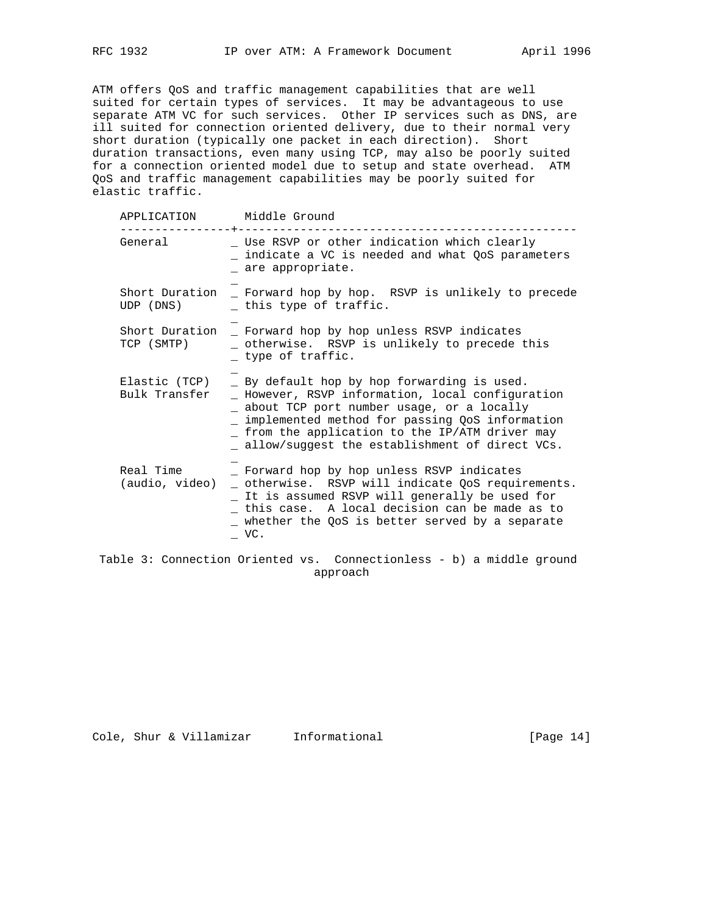ATM offers QoS and traffic management capabilities that are well suited for certain types of services. It may be advantageous to use separate ATM VC for such services. Other IP services such as DNS, are ill suited for connection oriented delivery, due to their normal very short duration (typically one packet in each direction). Short duration transactions, even many using TCP, may also be poorly suited for a connection oriented model due to setup and state overhead. ATM QoS and traffic management capabilities may be poorly suited for elastic traffic.

| APPLICATION | Middle Ground |
|---|---|
| General | Use RSVP or other indication which clearly indicate a VC is needed and what QoS parameters are appropriate. |
| Short Duration UDP (DNS) | Forward hop by hop. RSVP is unlikely to precede this type of traffic. |
| Short Duration TCP (SMTP) | Forward hop by hop unless RSVP indicates otherwise. RSVP is unlikely to precede this type of traffic. |
| Elastic (TCP) Bulk Transfer | By default hop by hop forwarding is used. However, RSVP information, local configuration about TCP port number usage, or a locally implemented method for passing QoS information from the application to the IP/ATM driver may allow/suggest the establishment of direct VCs. |
| Real Time (audio, video) | Forward hop by hop unless RSVP indicates otherwise. RSVP will indicate QoS requirements. It is assumed RSVP will generally be used for this case. A local decision can be made as to whether the QoS is better served by a separate VC. |

Table 3: Connection Oriented vs. Connectionless - b) a middle ground approach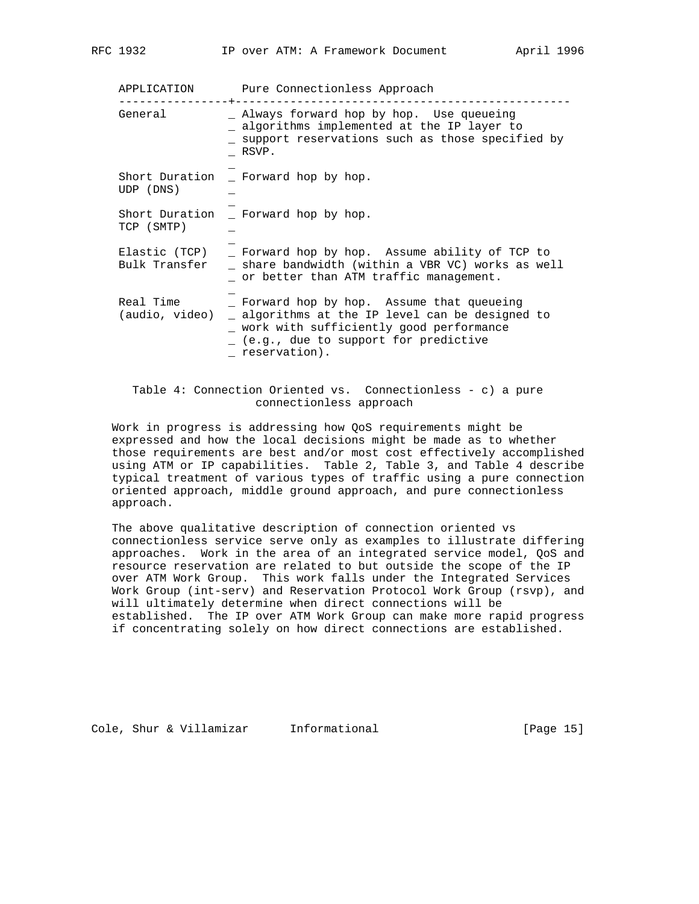| APPLICATION | Pure Connectionless Approach |
|---|---|
| General | Always forward hop by hop. Use queueing algorithms implemented at the IP layer to support reservations such as those specified by RSVP. |
| Short Duration UDP (DNS) | Forward hop by hop. |
| Short Duration TCP (SMTP) | Forward hop by hop. |
| Elastic (TCP) Bulk Transfer | Forward hop by hop. Assume ability of TCP to share bandwidth (within a VBR VC) works as well or better than ATM traffic management. |
| Real Time (audio, video) | Forward hop by hop. Assume that queueing algorithms at the IP level can be designed to work with sufficiently good performance (e.g., due to support for predictive reservation). |

Table 4: Connection Oriented vs. Connectionless - c) a pure connectionless approach

Work in progress is addressing how QoS requirements might be expressed and how the local decisions might be made as to whether those requirements are best and/or most cost effectively accomplished using ATM or IP capabilities. Table 2, Table 3, and Table 4 describe typical treatment of various types of traffic using a pure connection oriented approach, middle ground approach, and pure connectionless approach.

The above qualitative description of connection oriented vs connectionless service serve only as examples to illustrate differing approaches. Work in the area of an integrated service model, QoS and resource reservation are related to but outside the scope of the IP over ATM Work Group. This work falls under the Integrated Services Work Group (int-serv) and Reservation Protocol Work Group (rsvp), and will ultimately determine when direct connections will be established. The IP over ATM Work Group can make more rapid progress if concentrating solely on how direct connections are established.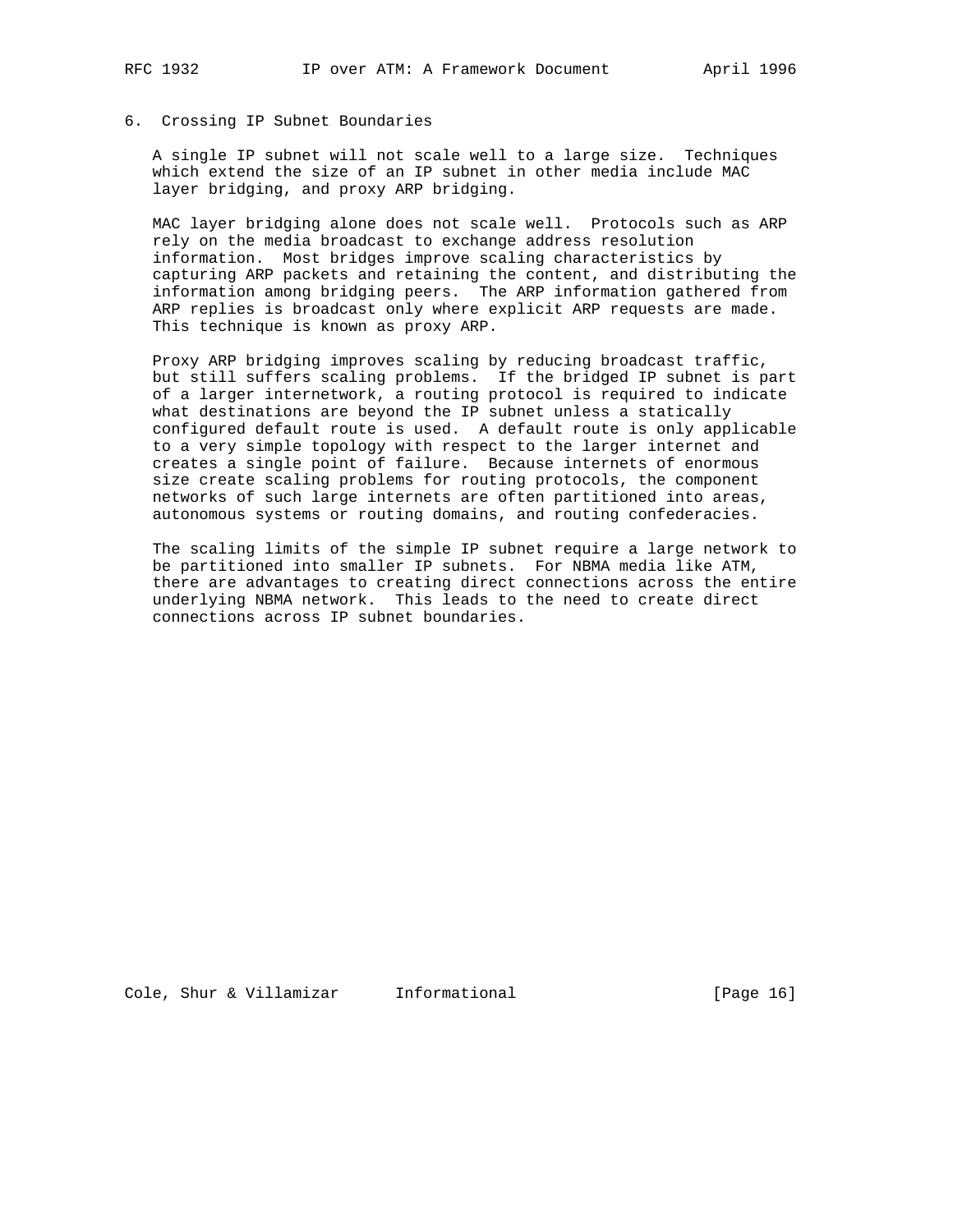## 6. Crossing IP Subnet Boundaries

A single IP subnet will not scale well to a large size. Techniques which extend the size of an IP subnet in other media include MAC layer bridging, and proxy ARP bridging.

MAC layer bridging alone does not scale well. Protocols such as ARP rely on the media broadcast to exchange address resolution information. Most bridges improve scaling characteristics by capturing ARP packets and retaining the content, and distributing the information among bridging peers. The ARP information gathered from ARP replies is broadcast only where explicit ARP requests are made. This technique is known as proxy ARP.

Proxy ARP bridging improves scaling by reducing broadcast traffic, but still suffers scaling problems. If the bridged IP subnet is part of a larger internetwork, a routing protocol is required to indicate what destinations are beyond the IP subnet unless a statically configured default route is used. A default route is only applicable to a very simple topology with respect to the larger internet and creates a single point of failure. Because internets of enormous size create scaling problems for routing protocols, the component networks of such large internets are often partitioned into areas, autonomous systems or routing domains, and routing confederacies.

The scaling limits of the simple IP subnet require a large network to be partitioned into smaller IP subnets. For NBMA media like ATM, there are advantages to creating direct connections across the entire underlying NBMA network. This leads to the need to create direct connections across IP subnet boundaries.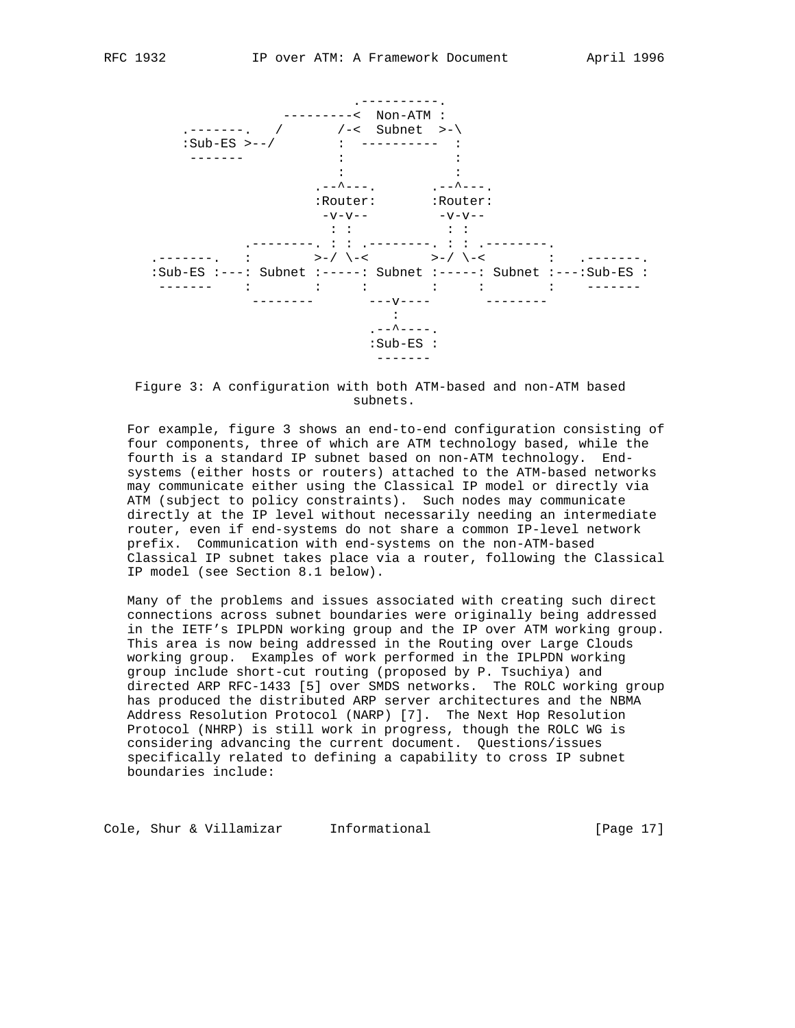```
                          .----------.
                 ---------<  Non-ATM :
      .-------.   /       /-<  Subnet  >-\
      :Sub-ES >--/        :  ----------  :
       -------            :              :
                          :              :
                      .--^---.       .--^---.
                      :Router:       :Router:
                       -v-v--         -v-v--
                        : :            : :
             .--------. : : .--------. : : .--------.
   .-------.  :        >-/ \-<        >-/ \-<        :   .-------.
   :Sub-ES :---: Subnet :-----: Subnet :-----: Subnet :---:Sub-ES :
    -------   :        :     :        :     :        :    -------
               --------       ---v----       --------
                                 :
                             .--^----.
                             :Sub-ES :
                              -------
```

Figure 3: A configuration with both ATM-based and non-ATM based subnets.

For example, figure 3 shows an end-to-end configuration consisting of four components, three of which are ATM technology based, while the fourth is a standard IP subnet based on non-ATM technology. End-systems (either hosts or routers) attached to the ATM-based networks may communicate either using the Classical IP model or directly via ATM (subject to policy constraints). Such nodes may communicate directly at the IP level without necessarily needing an intermediate router, even if end-systems do not share a common IP-level network prefix. Communication with end-systems on the non-ATM-based Classical IP subnet takes place via a router, following the Classical IP model (see Section 8.1 below).

Many of the problems and issues associated with creating such direct connections across subnet boundaries were originally being addressed in the IETF's IPLPDN working group and the IP over ATM working group. This area is now being addressed in the Routing over Large Clouds working group. Examples of work performed in the IPLPDN working group include short-cut routing (proposed by P. Tsuchiya) and directed ARP RFC-1433 [5] over SMDS networks. The ROLC working group has produced the distributed ARP server architectures and the NBMA Address Resolution Protocol (NARP) [7]. The Next Hop Resolution Protocol (NHRP) is still work in progress, though the ROLC WG is considering advancing the current document. Questions/issues specifically related to defining a capability to cross IP subnet boundaries include: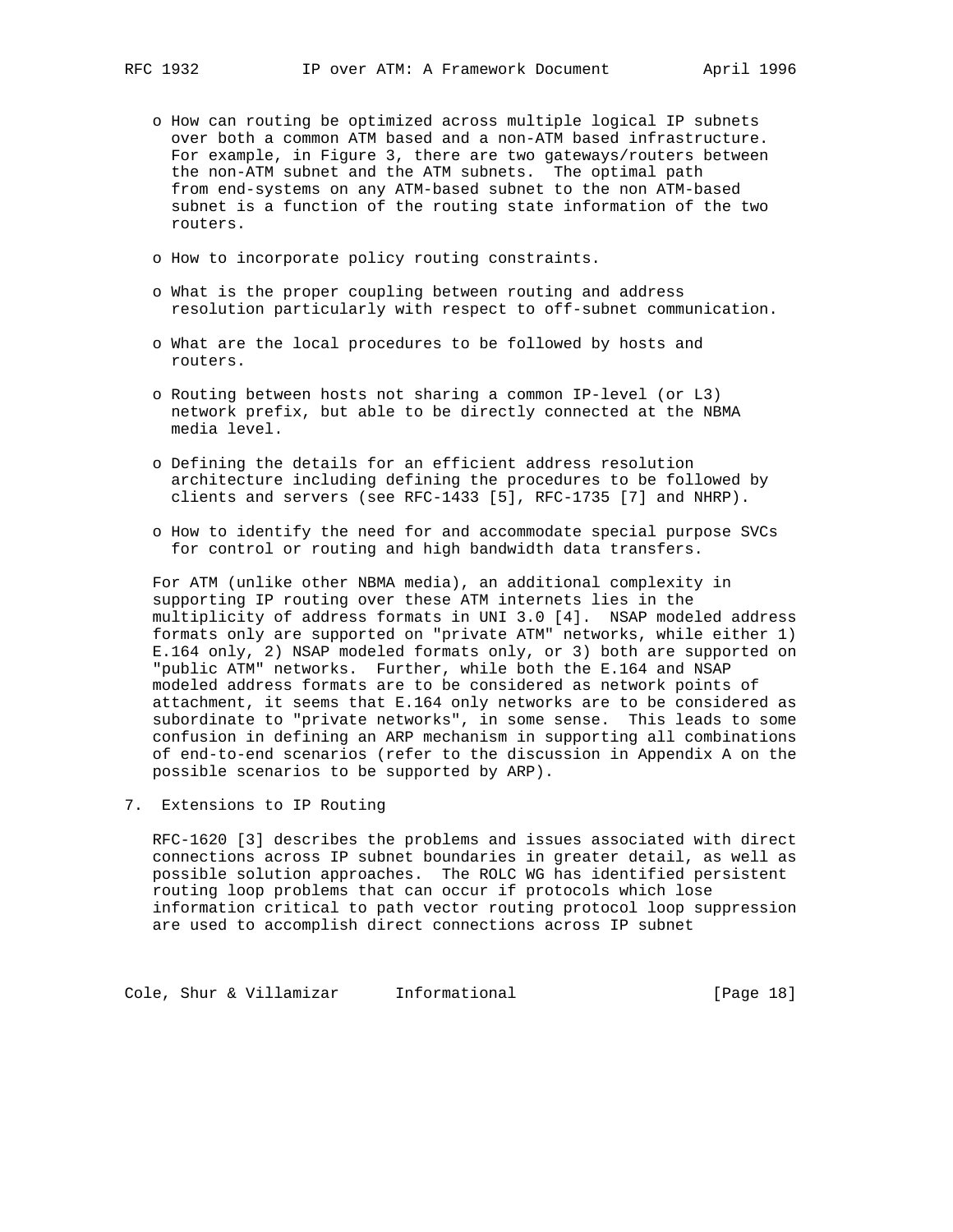- How can routing be optimized across multiple logical IP subnets over both a common ATM based and a non-ATM based infrastructure. For example, in Figure 3, there are two gateways/routers between the non-ATM subnet and the ATM subnets. The optimal path from end-systems on any ATM-based subnet to the non ATM-based subnet is a function of the routing state information of the two routers.

- How to incorporate policy routing constraints.

- What is the proper coupling between routing and address resolution particularly with respect to off-subnet communication.

- What are the local procedures to be followed by hosts and routers.

- Routing between hosts not sharing a common IP-level (or L3) network prefix, but able to be directly connected at the NBMA media level.

- Defining the details for an efficient address resolution architecture including defining the procedures to be followed by clients and servers (see RFC-1433 [5], RFC-1735 [7] and NHRP).

- How to identify the need for and accommodate special purpose SVCs for control or routing and high bandwidth data transfers.

For ATM (unlike other NBMA media), an additional complexity in supporting IP routing over these ATM internets lies in the multiplicity of address formats in UNI 3.0 [4]. NSAP modeled address formats only are supported on "private ATM" networks, while either 1) E.164 only, 2) NSAP modeled formats only, or 3) both are supported on "public ATM" networks. Further, while both the E.164 and NSAP modeled address formats are to be considered as network points of attachment, it seems that E.164 only networks are to be considered as subordinate to "private networks", in some sense. This leads to some confusion in defining an ARP mechanism in supporting all combinations of end-to-end scenarios (refer to the discussion in Appendix A on the possible scenarios to be supported by ARP).

## 7. Extensions to IP Routing

RFC-1620 [3] describes the problems and issues associated with direct connections across IP subnet boundaries in greater detail, as well as possible solution approaches. The ROLC WG has identified persistent routing loop problems that can occur if protocols which lose information critical to path vector routing protocol loop suppression are used to accomplish direct connections across IP subnet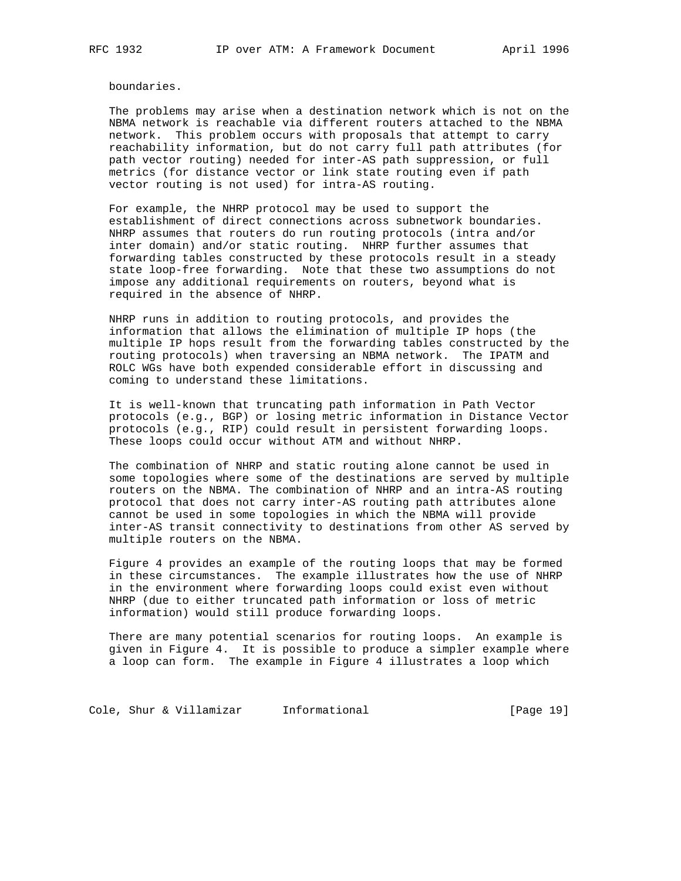boundaries.

The problems may arise when a destination network which is not on the NBMA network is reachable via different routers attached to the NBMA network. This problem occurs with proposals that attempt to carry reachability information, but do not carry full path attributes (for path vector routing) needed for inter-AS path suppression, or full metrics (for distance vector or link state routing even if path vector routing is not used) for intra-AS routing.

For example, the NHRP protocol may be used to support the establishment of direct connections across subnetwork boundaries. NHRP assumes that routers do run routing protocols (intra and/or inter domain) and/or static routing. NHRP further assumes that forwarding tables constructed by these protocols result in a steady state loop-free forwarding. Note that these two assumptions do not impose any additional requirements on routers, beyond what is required in the absence of NHRP.

NHRP runs in addition to routing protocols, and provides the information that allows the elimination of multiple IP hops (the multiple IP hops result from the forwarding tables constructed by the routing protocols) when traversing an NBMA network. The IPATM and ROLC WGs have both expended considerable effort in discussing and coming to understand these limitations.

It is well-known that truncating path information in Path Vector protocols (e.g., BGP) or losing metric information in Distance Vector protocols (e.g., RIP) could result in persistent forwarding loops. These loops could occur without ATM and without NHRP.

The combination of NHRP and static routing alone cannot be used in some topologies where some of the destinations are served by multiple routers on the NBMA. The combination of NHRP and an intra-AS routing protocol that does not carry inter-AS routing path attributes alone cannot be used in some topologies in which the NBMA will provide inter-AS transit connectivity to destinations from other AS served by multiple routers on the NBMA.

Figure 4 provides an example of the routing loops that may be formed in these circumstances. The example illustrates how the use of NHRP in the environment where forwarding loops could exist even without NHRP (due to either truncated path information or loss of metric information) would still produce forwarding loops.

There are many potential scenarios for routing loops. An example is given in Figure 4. It is possible to produce a simpler example where a loop can form. The example in Figure 4 illustrates a loop which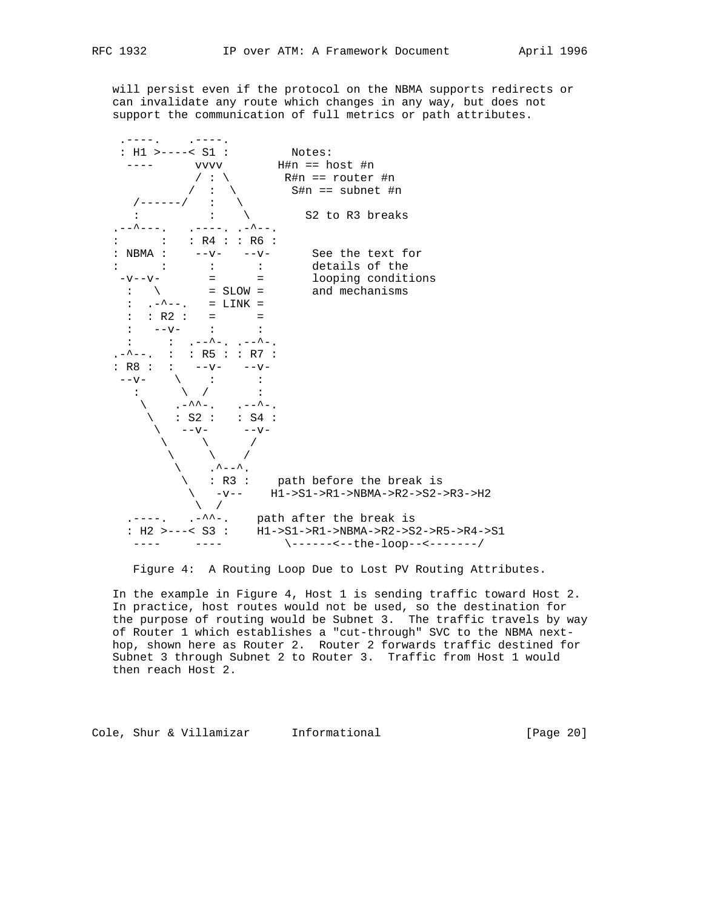will persist even if the protocol on the NBMA supports redirects or can invalidate any route which changes in any way, but does not support the communication of full metrics or path attributes.

```
  .----.    .----.
  : H1 >----< S1 :         Notes:
   ----      vvvv        H#n == host #n
            / : \         R#n == router #n
           /  :  \         S#n == subnet #n
    /------/   :   \
    :          :    \        S2 to R3 breaks
.--^---.   .----. .-^--.
:      :   : R4 : : R6 :
: NBMA :    --v-   --v-      See the text for
:      :      :      :       details of the
 -v--v-       =      =       looping conditions
  :   \       = SLOW =       and mechanisms
  :  .-^--.   = LINK =
  :  : R2 :   =      =
  :   --v-    :      :
  :     :  .--^-. .--^-.
.-^--.  :  : R5 : : R7 :
: R8 :  :   --v-   --v-
 --v-    \    :      :
   :      \  /       :
    \    .-^^-.   .--^-.
     \   : S2 :   : S4 :
      \   --v-     --v-
       \     \      /
        \     \    /
         \    .^--^.
          \   : R3 :    path before the break is
           \   -v--    H1->S1->R1->NBMA->R2->S2->R3->H2
            \  /
  .----.   .-^^-.    path after the break is
  : H2 >---< S3 :    H1->S1->R1->NBMA->R2->S2->R5->R4->S1
   ----     ----         \------<--the-loop--<-------/
```

Figure 4: A Routing Loop Due to Lost PV Routing Attributes.

In the example in Figure 4, Host 1 is sending traffic toward Host 2. In practice, host routes would not be used, so the destination for the purpose of routing would be Subnet 3. The traffic travels by way of Router 1 which establishes a "cut-through" SVC to the NBMA next-hop, shown here as Router 2. Router 2 forwards traffic destined for Subnet 3 through Subnet 2 to Router 3. Traffic from Host 1 would then reach Host 2.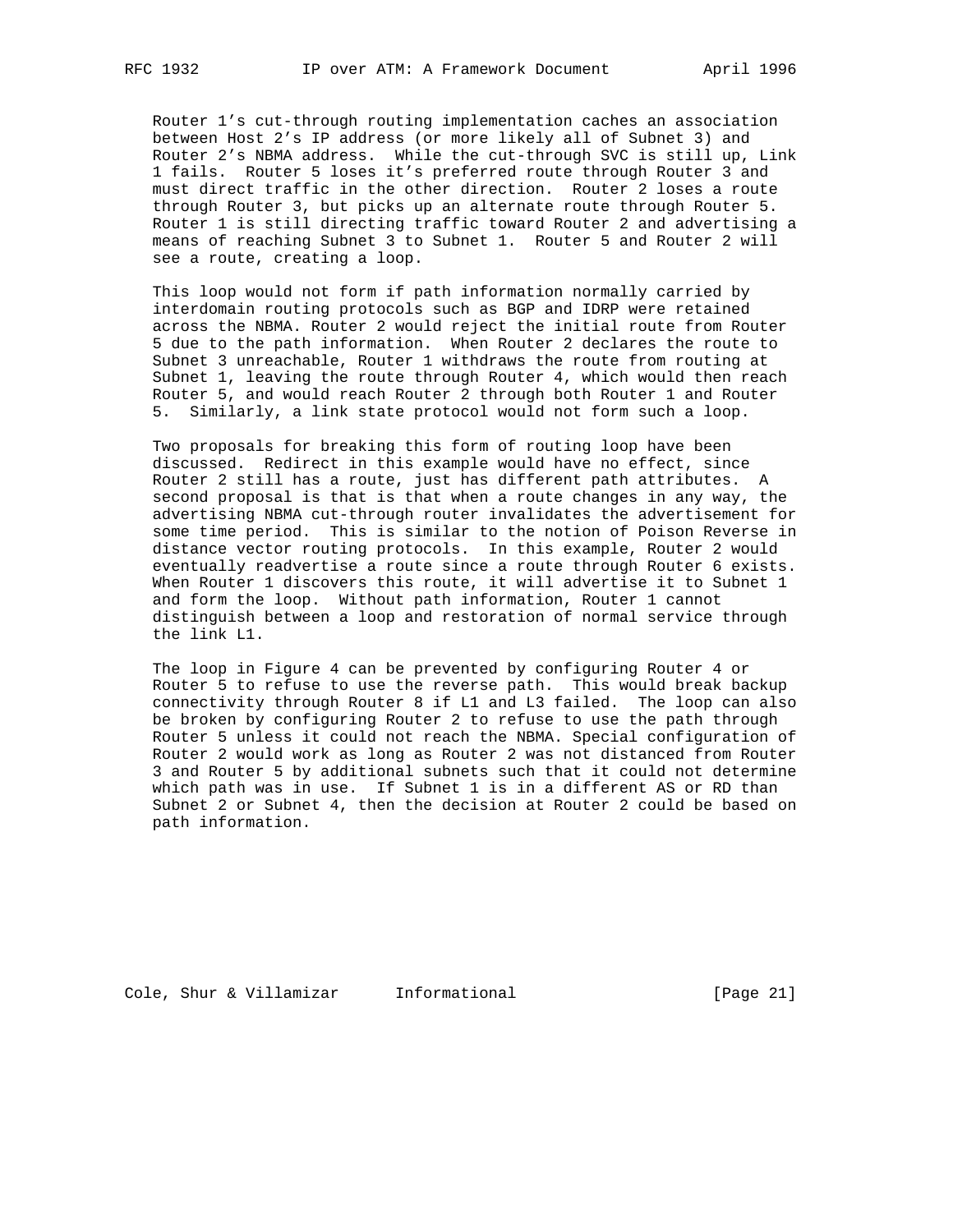Router 1’s cut-through routing implementation caches an association between Host 2’s IP address (or more likely all of Subnet 3) and Router 2’s NBMA address. While the cut-through SVC is still up, Link 1 fails. Router 5 loses it’s preferred route through Router 3 and must direct traffic in the other direction. Router 2 loses a route through Router 3, but picks up an alternate route through Router 5. Router 1 is still directing traffic toward Router 2 and advertising a means of reaching Subnet 3 to Subnet 1. Router 5 and Router 2 will see a route, creating a loop.

This loop would not form if path information normally carried by interdomain routing protocols such as BGP and IDRP were retained across the NBMA. Router 2 would reject the initial route from Router 5 due to the path information. When Router 2 declares the route to Subnet 3 unreachable, Router 1 withdraws the route from routing at Subnet 1, leaving the route through Router 4, which would then reach Router 5, and would reach Router 2 through both Router 1 and Router 5. Similarly, a link state protocol would not form such a loop.

Two proposals for breaking this form of routing loop have been discussed. Redirect in this example would have no effect, since Router 2 still has a route, just has different path attributes. A second proposal is that is that when a route changes in any way, the advertising NBMA cut-through router invalidates the advertisement for some time period. This is similar to the notion of Poison Reverse in distance vector routing protocols. In this example, Router 2 would eventually readvertise a route since a route through Router 6 exists. When Router 1 discovers this route, it will advertise it to Subnet 1 and form the loop. Without path information, Router 1 cannot distinguish between a loop and restoration of normal service through the link L1.

The loop in Figure 4 can be prevented by configuring Router 4 or Router 5 to refuse to use the reverse path. This would break backup connectivity through Router 8 if L1 and L3 failed. The loop can also be broken by configuring Router 2 to refuse to use the path through Router 5 unless it could not reach the NBMA. Special configuration of Router 2 would work as long as Router 2 was not distanced from Router 3 and Router 5 by additional subnets such that it could not determine which path was in use. If Subnet 1 is in a different AS or RD than Subnet 2 or Subnet 4, then the decision at Router 2 could be based on path information.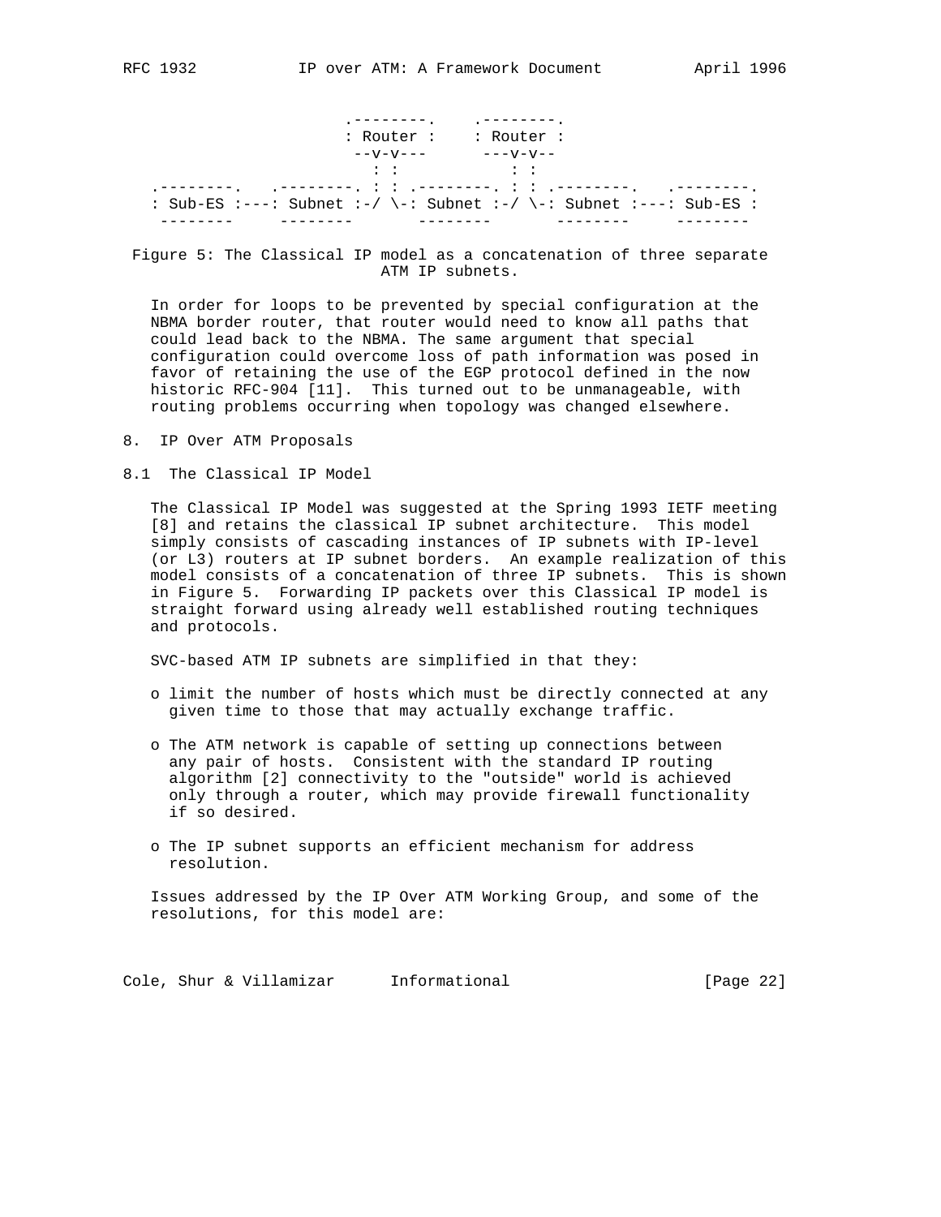```
                      .--------.    .--------.
                      : Router :    : Router :
                       --v-v---      ---v-v--
                         : :           : :
 .--------.   .--------. : : .--------. : : .--------.   .--------.
 : Sub-ES :---: Subnet :-/ \-: Subnet :-/ \-: Subnet :---: Sub-ES :
  --------     --------       --------       --------     --------
```

Figure 5: The Classical IP model as a concatenation of three separate ATM IP subnets.

In order for loops to be prevented by special configuration at the NBMA border router, that router would need to know all paths that could lead back to the NBMA. The same argument that special configuration could overcome loss of path information was posed in favor of retaining the use of the EGP protocol defined in the now historic RFC-904 [11]. This turned out to be unmanageable, with routing problems occurring when topology was changed elsewhere.

## 8. IP Over ATM Proposals

### 8.1 The Classical IP Model

The Classical IP Model was suggested at the Spring 1993 IETF meeting [8] and retains the classical IP subnet architecture. This model simply consists of cascading instances of IP subnets with IP-level (or L3) routers at IP subnet borders. An example realization of this model consists of a concatenation of three IP subnets. This is shown in Figure 5. Forwarding IP packets over this Classical IP model is straight forward using already well established routing techniques and protocols.

SVC-based ATM IP subnets are simplified in that they:

- limit the number of hosts which must be directly connected at any given time to those that may actually exchange traffic.
- The ATM network is capable of setting up connections between any pair of hosts. Consistent with the standard IP routing algorithm [2] connectivity to the "outside" world is achieved only through a router, which may provide firewall functionality if so desired.
- The IP subnet supports an efficient mechanism for address resolution.

Issues addressed by the IP Over ATM Working Group, and some of the resolutions, for this model are: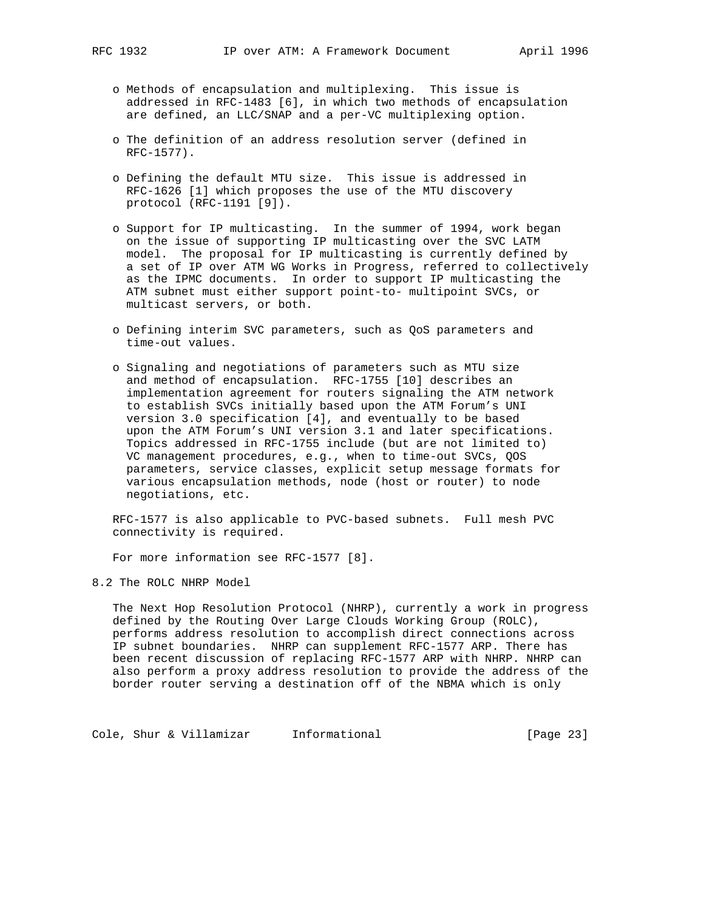- Methods of encapsulation and multiplexing. This issue is addressed in RFC-1483 [6], in which two methods of encapsulation are defined, an LLC/SNAP and a per-VC multiplexing option.

- The definition of an address resolution server (defined in RFC-1577).

- Defining the default MTU size. This issue is addressed in RFC-1626 [1] which proposes the use of the MTU discovery protocol (RFC-1191 [9]).

- Support for IP multicasting. In the summer of 1994, work began on the issue of supporting IP multicasting over the SVC LATM model. The proposal for IP multicasting is currently defined by a set of IP over ATM WG Works in Progress, referred to collectively as the IPMC documents. In order to support IP multicasting the ATM subnet must either support point-to- multipoint SVCs, or multicast servers, or both.

- Defining interim SVC parameters, such as QoS parameters and time-out values.

- Signaling and negotiations of parameters such as MTU size and method of encapsulation. RFC-1755 [10] describes an implementation agreement for routers signaling the ATM network to establish SVCs initially based upon the ATM Forum's UNI version 3.0 specification [4], and eventually to be based upon the ATM Forum's UNI version 3.1 and later specifications. Topics addressed in RFC-1755 include (but are not limited to) VC management procedures, e.g., when to time-out SVCs, QOS parameters, service classes, explicit setup message formats for various encapsulation methods, node (host or router) to node negotiations, etc.

RFC-1577 is also applicable to PVC-based subnets. Full mesh PVC connectivity is required.

For more information see RFC-1577 [8].

## 8.2 The ROLC NHRP Model

The Next Hop Resolution Protocol (NHRP), currently a work in progress defined by the Routing Over Large Clouds Working Group (ROLC), performs address resolution to accomplish direct connections across IP subnet boundaries. NHRP can supplement RFC-1577 ARP. There has been recent discussion of replacing RFC-1577 ARP with NHRP. NHRP can also perform a proxy address resolution to provide the address of the border router serving a destination off of the NBMA which is only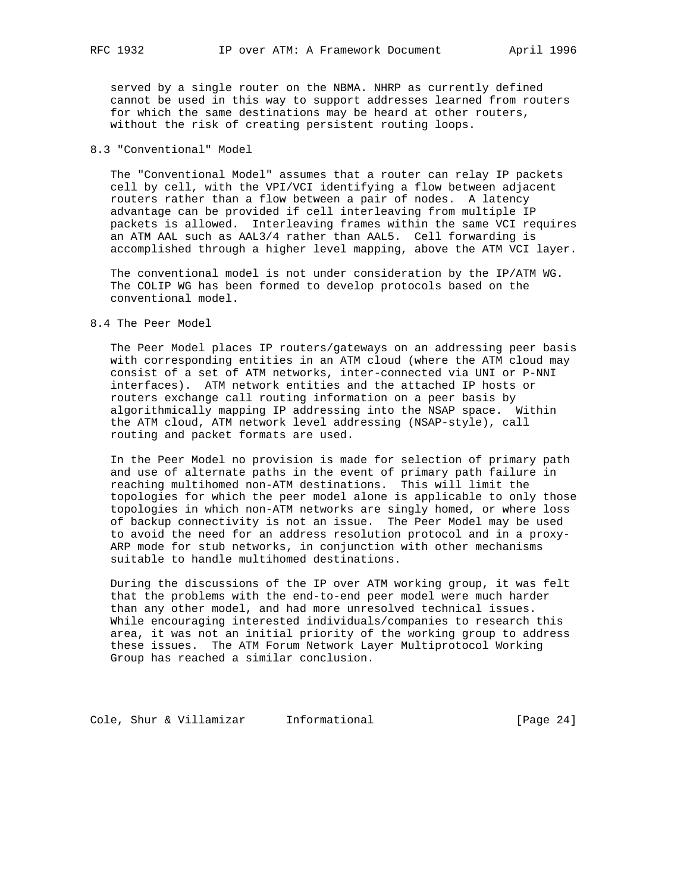served by a single router on the NBMA. NHRP as currently defined cannot be used in this way to support addresses learned from routers for which the same destinations may be heard at other routers, without the risk of creating persistent routing loops.

## 8.3 "Conventional" Model

The "Conventional Model" assumes that a router can relay IP packets cell by cell, with the VPI/VCI identifying a flow between adjacent routers rather than a flow between a pair of nodes. A latency advantage can be provided if cell interleaving from multiple IP packets is allowed. Interleaving frames within the same VCI requires an ATM AAL such as AAL3/4 rather than AAL5. Cell forwarding is accomplished through a higher level mapping, above the ATM VCI layer.

The conventional model is not under consideration by the IP/ATM WG. The COLIP WG has been formed to develop protocols based on the conventional model.

## 8.4 The Peer Model

The Peer Model places IP routers/gateways on an addressing peer basis with corresponding entities in an ATM cloud (where the ATM cloud may consist of a set of ATM networks, inter-connected via UNI or P-NNI interfaces). ATM network entities and the attached IP hosts or routers exchange call routing information on a peer basis by algorithmically mapping IP addressing into the NSAP space. Within the ATM cloud, ATM network level addressing (NSAP-style), call routing and packet formats are used.

In the Peer Model no provision is made for selection of primary path and use of alternate paths in the event of primary path failure in reaching multihomed non-ATM destinations. This will limit the topologies for which the peer model alone is applicable to only those topologies in which non-ATM networks are singly homed, or where loss of backup connectivity is not an issue. The Peer Model may be used to avoid the need for an address resolution protocol and in a proxy-ARP mode for stub networks, in conjunction with other mechanisms suitable to handle multihomed destinations.

During the discussions of the IP over ATM working group, it was felt that the problems with the end-to-end peer model were much harder than any other model, and had more unresolved technical issues. While encouraging interested individuals/companies to research this area, it was not an initial priority of the working group to address these issues. The ATM Forum Network Layer Multiprotocol Working Group has reached a similar conclusion.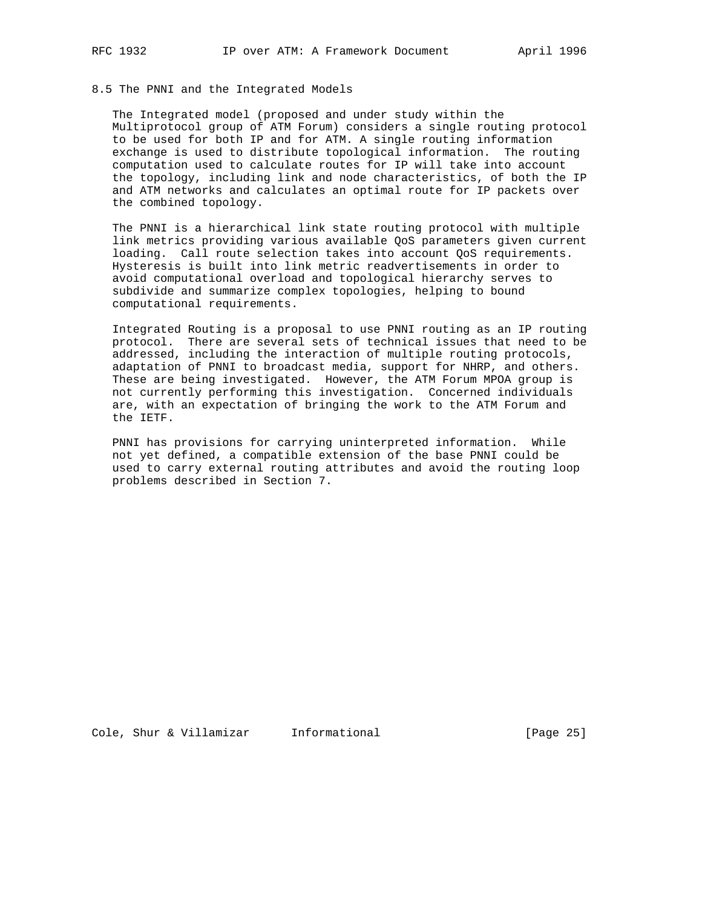## 8.5 The PNNI and the Integrated Models

The Integrated model (proposed and under study within the Multiprotocol group of ATM Forum) considers a single routing protocol to be used for both IP and for ATM. A single routing information exchange is used to distribute topological information. The routing computation used to calculate routes for IP will take into account the topology, including link and node characteristics, of both the IP and ATM networks and calculates an optimal route for IP packets over the combined topology.

The PNNI is a hierarchical link state routing protocol with multiple link metrics providing various available QoS parameters given current loading. Call route selection takes into account QoS requirements. Hysteresis is built into link metric readvertisements in order to avoid computational overload and topological hierarchy serves to subdivide and summarize complex topologies, helping to bound computational requirements.

Integrated Routing is a proposal to use PNNI routing as an IP routing protocol. There are several sets of technical issues that need to be addressed, including the interaction of multiple routing protocols, adaptation of PNNI to broadcast media, support for NHRP, and others. These are being investigated. However, the ATM Forum MPOA group is not currently performing this investigation. Concerned individuals are, with an expectation of bringing the work to the ATM Forum and the IETF.

PNNI has provisions for carrying uninterpreted information. While not yet defined, a compatible extension of the base PNNI could be used to carry external routing attributes and avoid the routing loop problems described in Section 7.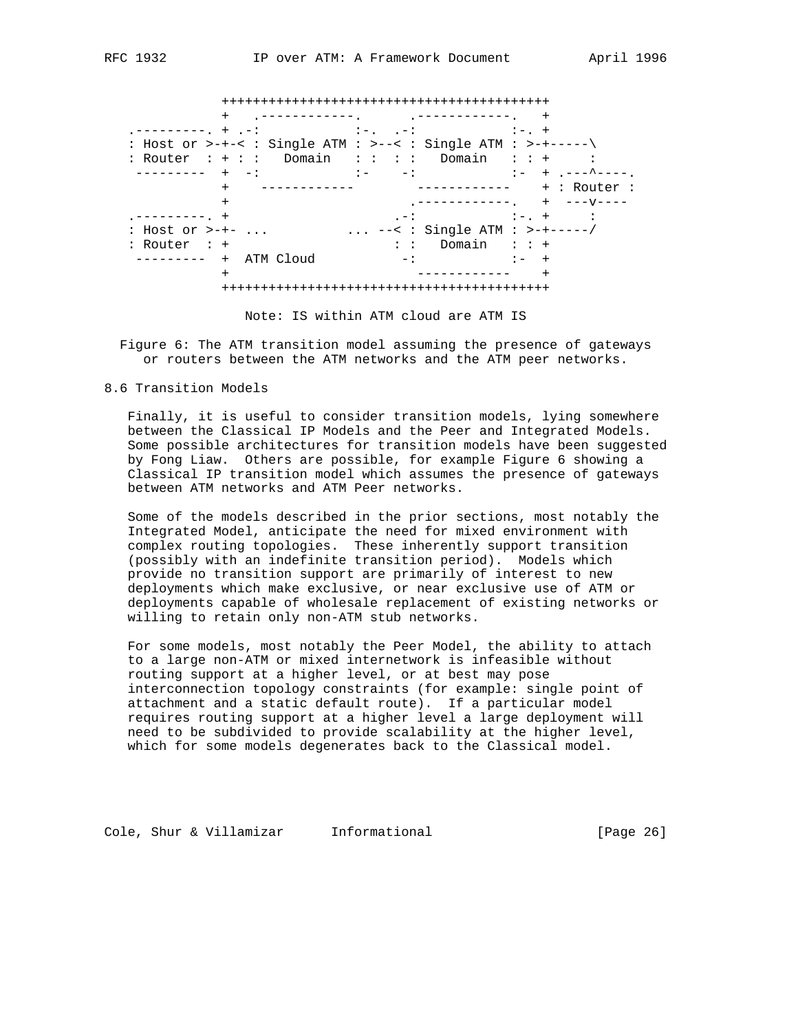```
            +++++++++++++++++++++++++++++++++++++++++++
            +   .------------.      .------------.   +
 .---------. + .-:            :-.  .-:            :-. +
 : Host or >-+-< : Single ATM : >--< : Single ATM : >-+-----\
 : Router  : + : :   Domain   : :  : :   Domain   : : +     :
  ---------  +  -:            :-    -:            :-  + .---^----.
            +    ------------        ------------    + : Router :
            +                       .------------.   +  ---v----
 .---------. +                     .-:            :-. +     :
 : Host or >-+- ...           ... --< : Single ATM : >-+-----/
 : Router  : +                     : :   Domain   : : +
  ---------  +  ATM Cloud           -:            :-  +
            +                        ------------    +
            +++++++++++++++++++++++++++++++++++++++++++

                  Note: IS within ATM cloud are ATM IS
```

Figure 6: The ATM transition model assuming the presence of gateways or routers between the ATM networks and the ATM peer networks.

## 8.6 Transition Models

Finally, it is useful to consider transition models, lying somewhere between the Classical IP Models and the Peer and Integrated Models. Some possible architectures for transition models have been suggested by Fong Liaw. Others are possible, for example Figure 6 showing a Classical IP transition model which assumes the presence of gateways between ATM networks and ATM Peer networks.

Some of the models described in the prior sections, most notably the Integrated Model, anticipate the need for mixed environment with complex routing topologies. These inherently support transition (possibly with an indefinite transition period). Models which provide no transition support are primarily of interest to new deployments which make exclusive, or near exclusive use of ATM or deployments capable of wholesale replacement of existing networks or willing to retain only non-ATM stub networks.

For some models, most notably the Peer Model, the ability to attach to a large non-ATM or mixed internetwork is infeasible without routing support at a higher level, or at best may pose interconnection topology constraints (for example: single point of attachment and a static default route). If a particular model requires routing support at a higher level a large deployment will need to be subdivided to provide scalability at the higher level, which for some models degenerates back to the Classical model.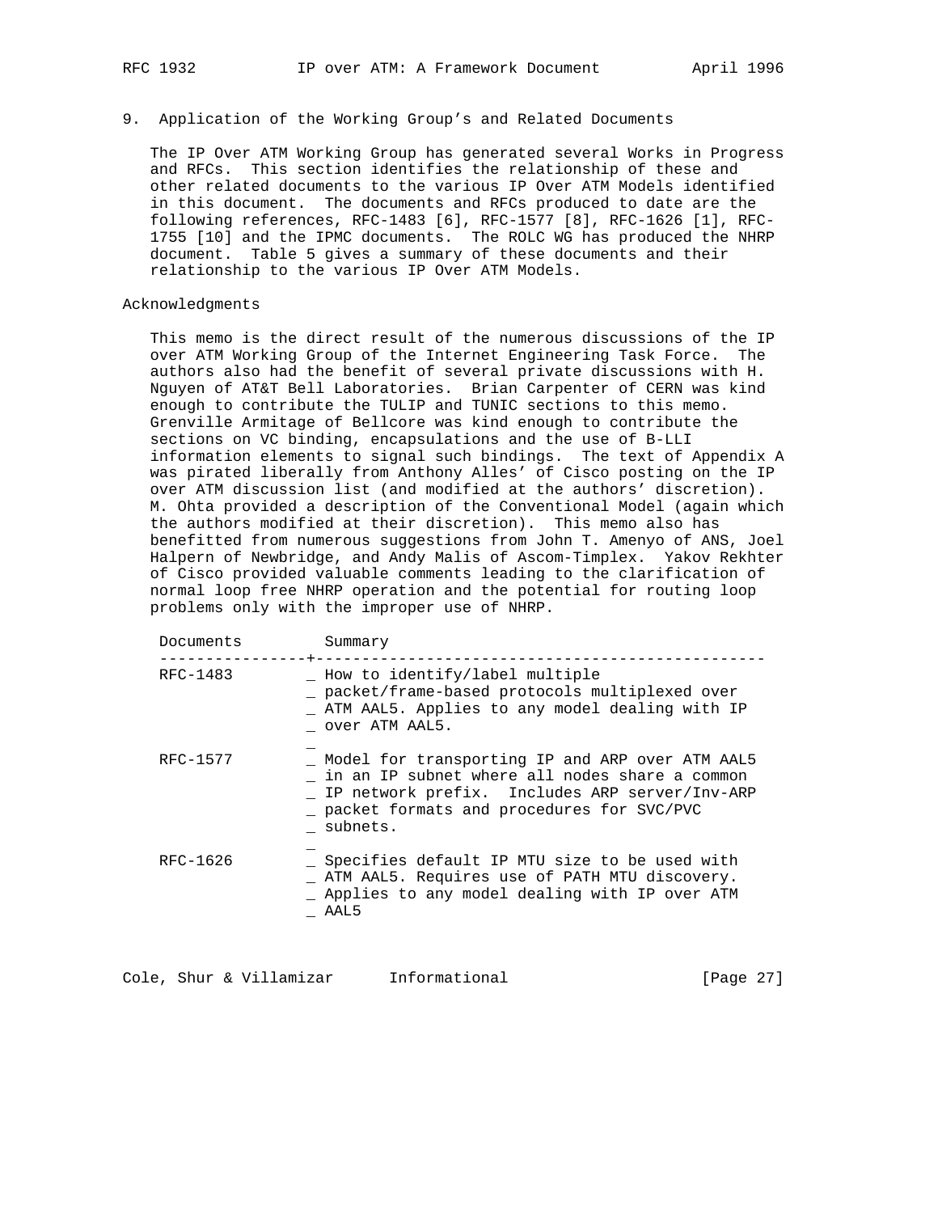## 9. Application of the Working Group's and Related Documents

The IP Over ATM Working Group has generated several Works in Progress and RFCs. This section identifies the relationship of these and other related documents to the various IP Over ATM Models identified in this document. The documents and RFCs produced to date are the following references, RFC-1483 [6], RFC-1577 [8], RFC-1626 [1], RFC-1755 [10] and the IPMC documents. The ROLC WG has produced the NHRP document. Table 5 gives a summary of these documents and their relationship to the various IP Over ATM Models.

## Acknowledgments

This memo is the direct result of the numerous discussions of the IP over ATM Working Group of the Internet Engineering Task Force. The authors also had the benefit of several private discussions with H. Nguyen of AT&T Bell Laboratories. Brian Carpenter of CERN was kind enough to contribute the TULIP and TUNIC sections to this memo. Grenville Armitage of Bellcore was kind enough to contribute the sections on VC binding, encapsulations and the use of B-LLI information elements to signal such bindings. The text of Appendix A was pirated liberally from Anthony Alles' of Cisco posting on the IP over ATM discussion list (and modified at the authors' discretion). M. Ohta provided a description of the Conventional Model (again which the authors modified at their discretion). This memo also has benefitted from numerous suggestions from John T. Amenyo of ANS, Joel Halpern of Newbridge, and Andy Malis of Ascom-Timplex. Yakov Rekhter of Cisco provided valuable comments leading to the clarification of normal loop free NHRP operation and the potential for routing loop problems only with the improper use of NHRP.

| Documents | Summary |
|---|---|
| RFC-1483 | How to identify/label multiple packet/frame-based protocols multiplexed over ATM AAL5. Applies to any model dealing with IP over ATM AAL5. |
| RFC-1577 | Model for transporting IP and ARP over ATM AAL5 in an IP subnet where all nodes share a common IP network prefix. Includes ARP server/Inv-ARP packet formats and procedures for SVC/PVC subnets. |
| RFC-1626 | Specifies default IP MTU size to be used with ATM AAL5. Requires use of PATH MTU discovery. Applies to any model dealing with IP over ATM AAL5 |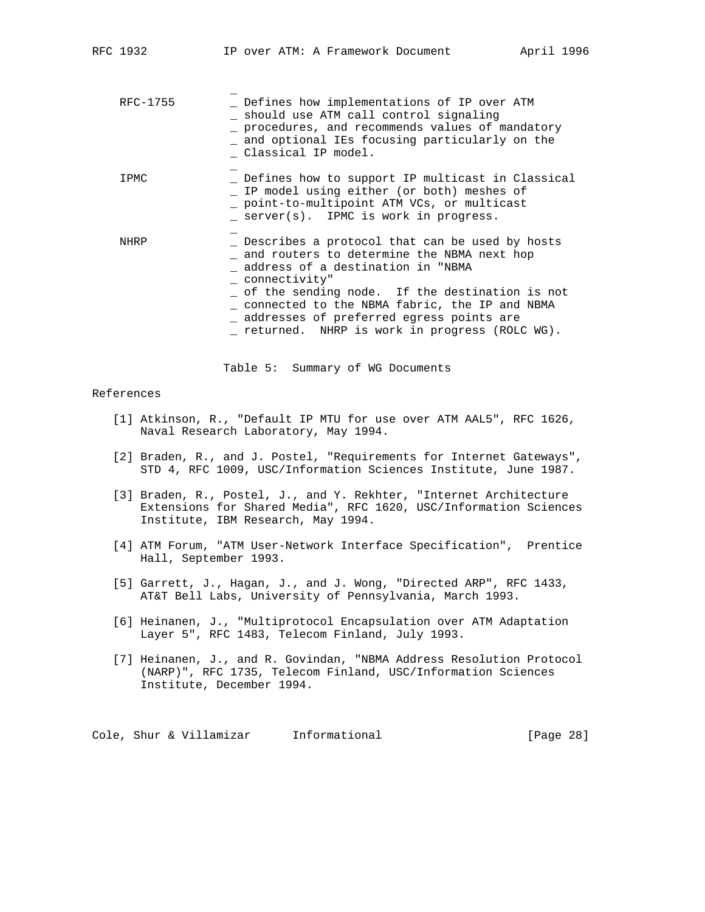| | |
|---|---|
| RFC-1755 | Defines how implementations of IP over ATM should use ATM call control signaling procedures, and recommends values of mandatory and optional IEs focusing particularly on the Classical IP model. |
| IPMC | Defines how to support IP multicast in Classical IP model using either (or both) meshes of point-to-multipoint ATM VCs, or multicast server(s). IPMC is work in progress. |
| NHRP | Describes a protocol that can be used by hosts and routers to determine the NBMA next hop address of a destination in "NBMA connectivity" of the sending node. If the destination is not connected to the NBMA fabric, the IP and NBMA addresses of preferred egress points are returned. NHRP is work in progress (ROLC WG). |

Table 5: Summary of WG Documents

## References

[1] Atkinson, R., "Default IP MTU for use over ATM AAL5", RFC 1626, Naval Research Laboratory, May 1994.

[2] Braden, R., and J. Postel, "Requirements for Internet Gateways", STD 4, RFC 1009, USC/Information Sciences Institute, June 1987.

[3] Braden, R., Postel, J., and Y. Rekhter, "Internet Architecture Extensions for Shared Media", RFC 1620, USC/Information Sciences Institute, IBM Research, May 1994.

[4] ATM Forum, "ATM User-Network Interface Specification", Prentice Hall, September 1993.

[5] Garrett, J., Hagan, J., and J. Wong, "Directed ARP", RFC 1433, AT&T Bell Labs, University of Pennsylvania, March 1993.

[6] Heinanen, J., "Multiprotocol Encapsulation over ATM Adaptation Layer 5", RFC 1483, Telecom Finland, July 1993.

[7] Heinanen, J., and R. Govindan, "NBMA Address Resolution Protocol (NARP)", RFC 1735, Telecom Finland, USC/Information Sciences Institute, December 1994.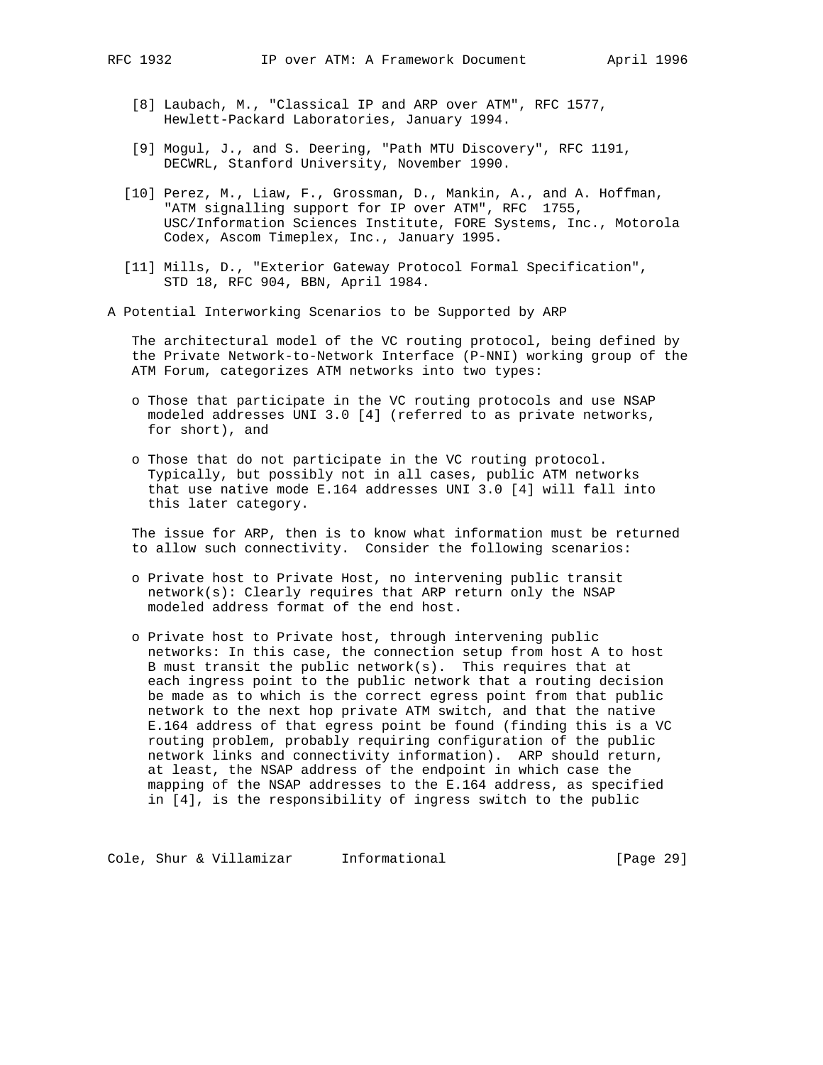[8] Laubach, M., "Classical IP and ARP over ATM", RFC 1577, Hewlett-Packard Laboratories, January 1994.

[9] Mogul, J., and S. Deering, "Path MTU Discovery", RFC 1191, DECWRL, Stanford University, November 1990.

[10] Perez, M., Liaw, F., Grossman, D., Mankin, A., and A. Hoffman, "ATM signalling support for IP over ATM", RFC 1755, USC/Information Sciences Institute, FORE Systems, Inc., Motorola Codex, Ascom Timeplex, Inc., January 1995.

[11] Mills, D., "Exterior Gateway Protocol Formal Specification", STD 18, RFC 904, BBN, April 1984.

# A Potential Interworking Scenarios to be Supported by ARP

The architectural model of the VC routing protocol, being defined by the Private Network-to-Network Interface (P-NNI) working group of the ATM Forum, categorizes ATM networks into two types:

- Those that participate in the VC routing protocols and use NSAP modeled addresses UNI 3.0 [4] (referred to as private networks, for short), and

- Those that do not participate in the VC routing protocol. Typically, but possibly not in all cases, public ATM networks that use native mode E.164 addresses UNI 3.0 [4] will fall into this later category.

The issue for ARP, then is to know what information must be returned to allow such connectivity. Consider the following scenarios:

- Private host to Private Host, no intervening public transit network(s): Clearly requires that ARP return only the NSAP modeled address format of the end host.

- Private host to Private host, through intervening public networks: In this case, the connection setup from host A to host B must transit the public network(s). This requires that at each ingress point to the public network that a routing decision be made as to which is the correct egress point from that public network to the next hop private ATM switch, and that the native E.164 address of that egress point be found (finding this is a VC routing problem, probably requiring configuration of the public network links and connectivity information). ARP should return, at least, the NSAP address of the endpoint in which case the mapping of the NSAP addresses to the E.164 address, as specified in [4], is the responsibility of ingress switch to the public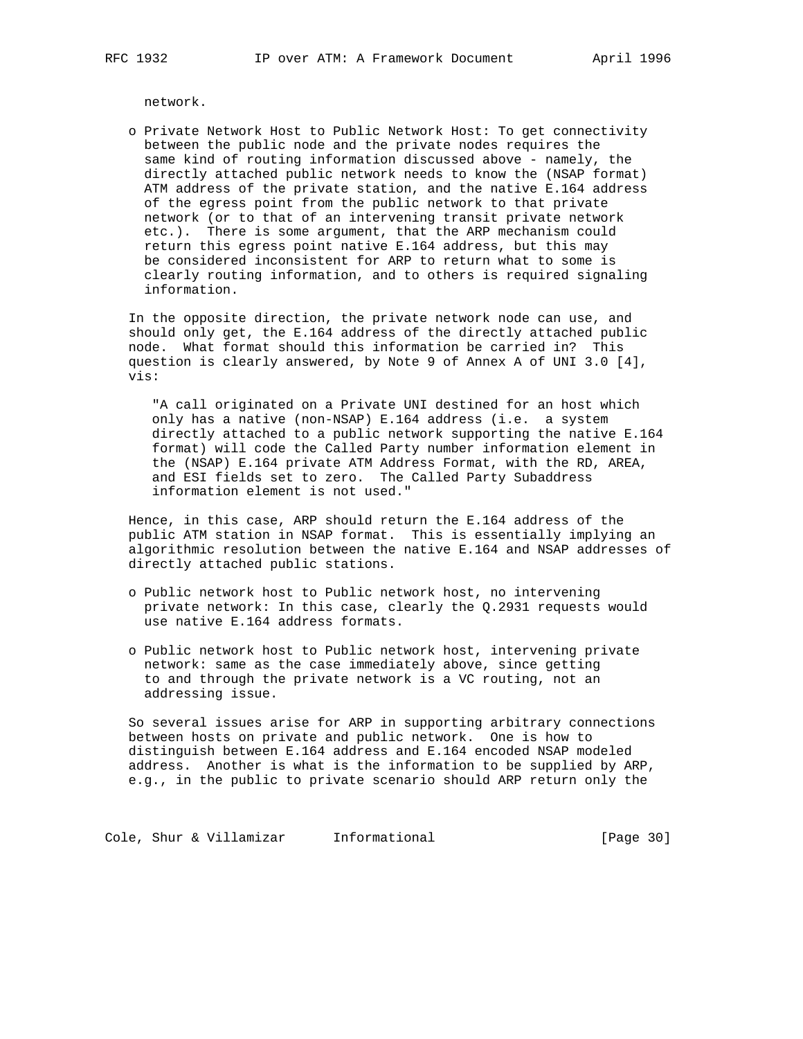network.

- Private Network Host to Public Network Host: To get connectivity between the public node and the private nodes requires the same kind of routing information discussed above - namely, the directly attached public network needs to know the (NSAP format) ATM address of the private station, and the native E.164 address of the egress point from the public network to that private network (or to that of an intervening transit private network etc.). There is some argument, that the ARP mechanism could return this egress point native E.164 address, but this may be considered inconsistent for ARP to return what to some is clearly routing information, and to others is required signaling information.

In the opposite direction, the private network node can use, and should only get, the E.164 address of the directly attached public node. What format should this information be carried in? This question is clearly answered, by Note 9 of Annex A of UNI 3.0 [4], vis:

> "A call originated on a Private UNI destined for an host which only has a native (non-NSAP) E.164 address (i.e. a system directly attached to a public network supporting the native E.164 format) will code the Called Party number information element in the (NSAP) E.164 private ATM Address Format, with the RD, AREA, and ESI fields set to zero. The Called Party Subaddress information element is not used."

Hence, in this case, ARP should return the E.164 address of the public ATM station in NSAP format. This is essentially implying an algorithmic resolution between the native E.164 and NSAP addresses of directly attached public stations.

- Public network host to Public network host, no intervening private network: In this case, clearly the Q.2931 requests would use native E.164 address formats.

- Public network host to Public network host, intervening private network: same as the case immediately above, since getting to and through the private network is a VC routing, not an addressing issue.

So several issues arise for ARP in supporting arbitrary connections between hosts on private and public network. One is how to distinguish between E.164 address and E.164 encoded NSAP modeled address. Another is what is the information to be supplied by ARP, e.g., in the public to private scenario should ARP return only the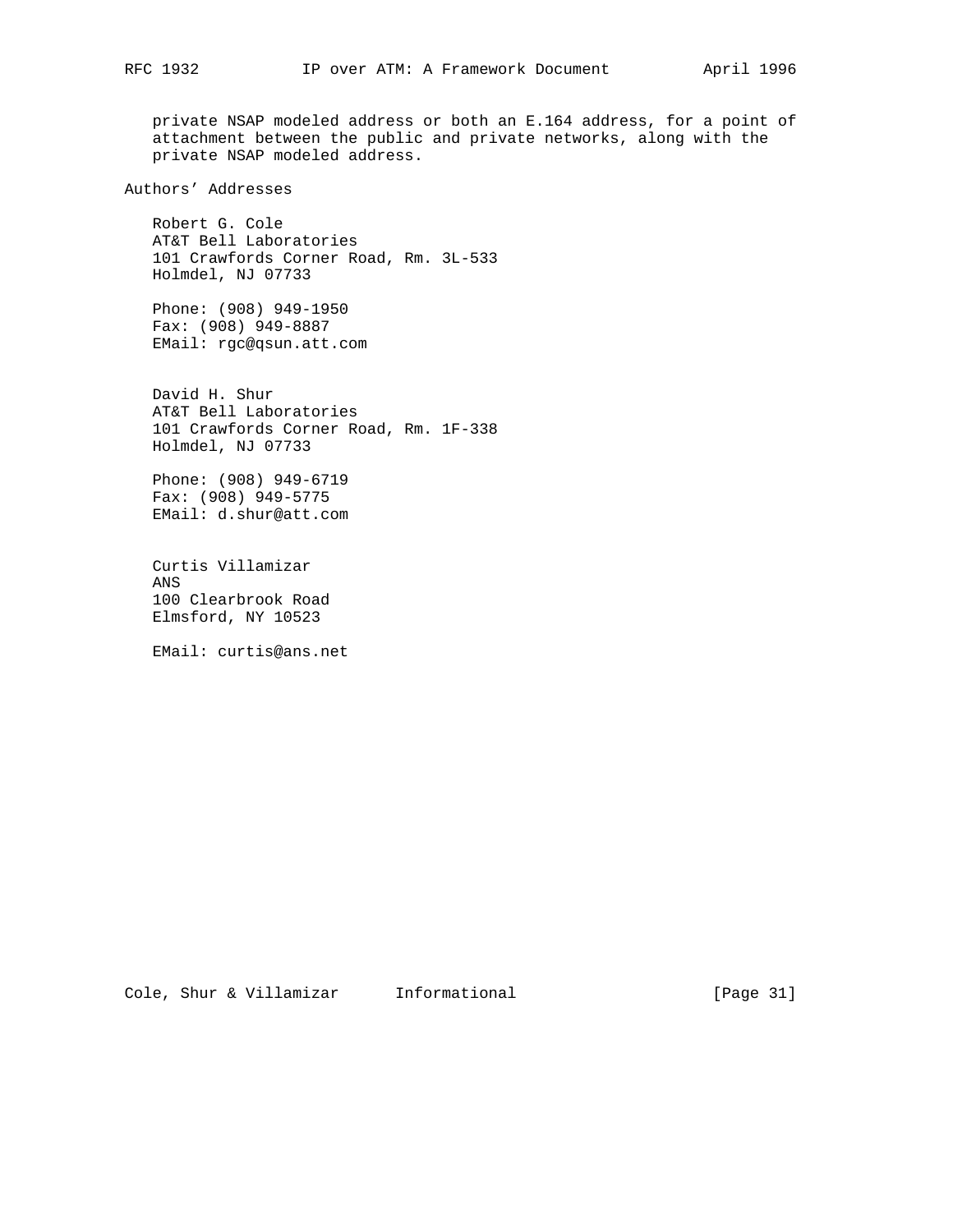private NSAP modeled address or both an E.164 address, for a point of attachment between the public and private networks, along with the private NSAP modeled address.

## Authors' Addresses

Robert G. Cole
AT&T Bell Laboratories
101 Crawfords Corner Road, Rm. 3L-533
Holmdel, NJ 07733

Phone: (908) 949-1950
Fax: (908) 949-8887
EMail: rgc@qsun.att.com

David H. Shur
AT&T Bell Laboratories
101 Crawfords Corner Road, Rm. 1F-338
Holmdel, NJ 07733

Phone: (908) 949-6719
Fax: (908) 949-5775
EMail: d.shur@att.com

Curtis Villamizar
ANS
100 Clearbrook Road
Elmsford, NY 10523

EMail: curtis@ans.net